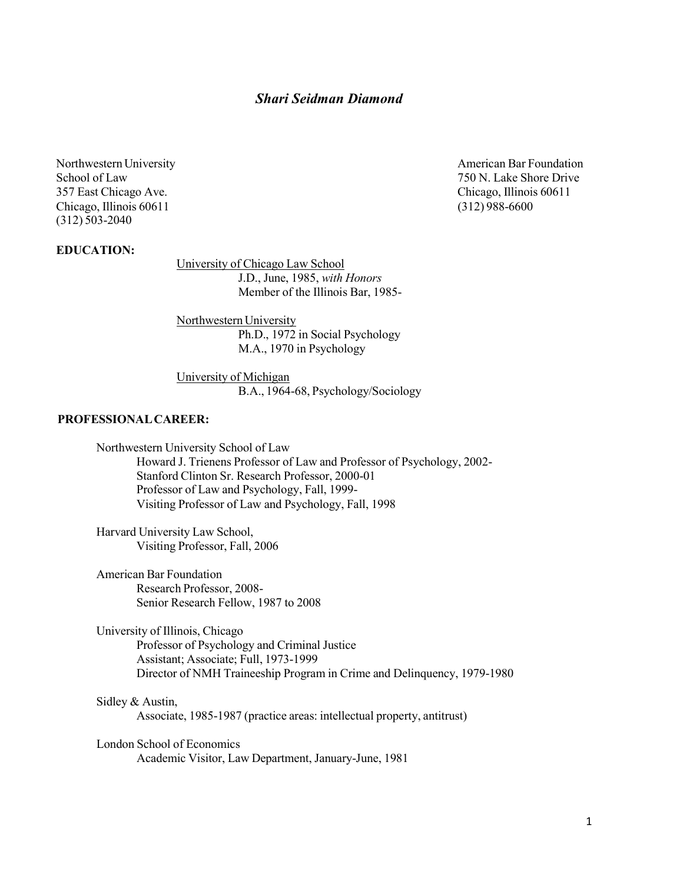# *Shari Seidman Diamond*

Northwestern University
School of Law
357 East Chicago Ave.
Chicago, Illinois 60611
(312) 503-2040

American Bar Foundation
750 N. Lake Shore Drive
Chicago, Illinois 60611
(312) 988-6600

## EDUCATION:

University of Chicago Law School
J.D., June, 1985, *with Honors*
Member of the Illinois Bar, 1985-

Northwestern University
Ph.D., 1972 in Social Psychology
M.A., 1970 in Psychology

University of Michigan
B.A., 1964-68, Psychology/Sociology

## PROFESSIONAL CAREER:

Northwestern University School of Law
Howard J. Trienens Professor of Law and Professor of Psychology, 2002-
Stanford Clinton Sr. Research Professor, 2000-01
Professor of Law and Psychology, Fall, 1999-
Visiting Professor of Law and Psychology, Fall, 1998

Harvard University Law School,
Visiting Professor, Fall, 2006

American Bar Foundation
Research Professor, 2008-
Senior Research Fellow, 1987 to 2008

University of Illinois, Chicago
Professor of Psychology and Criminal Justice
Assistant; Associate; Full, 1973-1999
Director of NMH Traineeship Program in Crime and Delinquency, 1979-1980

Sidley & Austin,
Associate, 1985-1987 (practice areas: intellectual property, antitrust)

London School of Economics
Academic Visitor, Law Department, January-June, 1981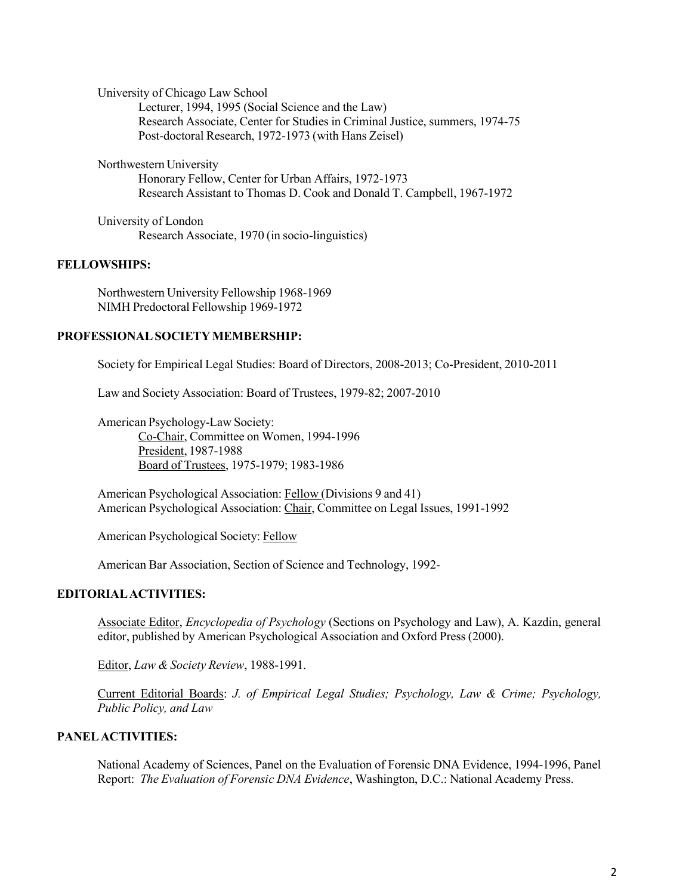University of Chicago Law School

Lecturer, 1994, 1995 (Social Science and the Law)
Research Associate, Center for Studies in Criminal Justice, summers, 1974-75
Post-doctoral Research, 1972-1973 (with Hans Zeisel)

Northwestern University

Honorary Fellow, Center for Urban Affairs, 1972-1973
Research Assistant to Thomas D. Cook and Donald T. Campbell, 1967-1972

University of London

Research Associate, 1970 (in socio-linguistics)

**FELLOWSHIPS:**

Northwestern University Fellowship 1968-1969
NIMH Predoctoral Fellowship 1969-1972

**PROFESSIONAL SOCIETY MEMBERSHIP:**

Society for Empirical Legal Studies: Board of Directors, 2008-2013; Co-President, 2010-2011

Law and Society Association: Board of Trustees, 1979-82; 2007-2010

American Psychology-Law Society:

Co-Chair, Committee on Women, 1994-1996
President, 1987-1988
Board of Trustees, 1975-1979; 1983-1986

American Psychological Association: Fellow (Divisions 9 and 41)
American Psychological Association: Chair, Committee on Legal Issues, 1991-1992

American Psychological Society: Fellow

American Bar Association, Section of Science and Technology, 1992-

**EDITORIAL ACTIVITIES:**

Associate Editor, *Encyclopedia of Psychology* (Sections on Psychology and Law), A. Kazdin, general editor, published by American Psychological Association and Oxford Press (2000).

Editor, *Law & Society Review*, 1988-1991.

Current Editorial Boards: *J. of Empirical Legal Studies; Psychology, Law & Crime; Psychology, Public Policy, and Law*

**PANEL ACTIVITIES:**

National Academy of Sciences, Panel on the Evaluation of Forensic DNA Evidence, 1994-1996, Panel Report: *The Evaluation of Forensic DNA Evidence*, Washington, D.C.: National Academy Press.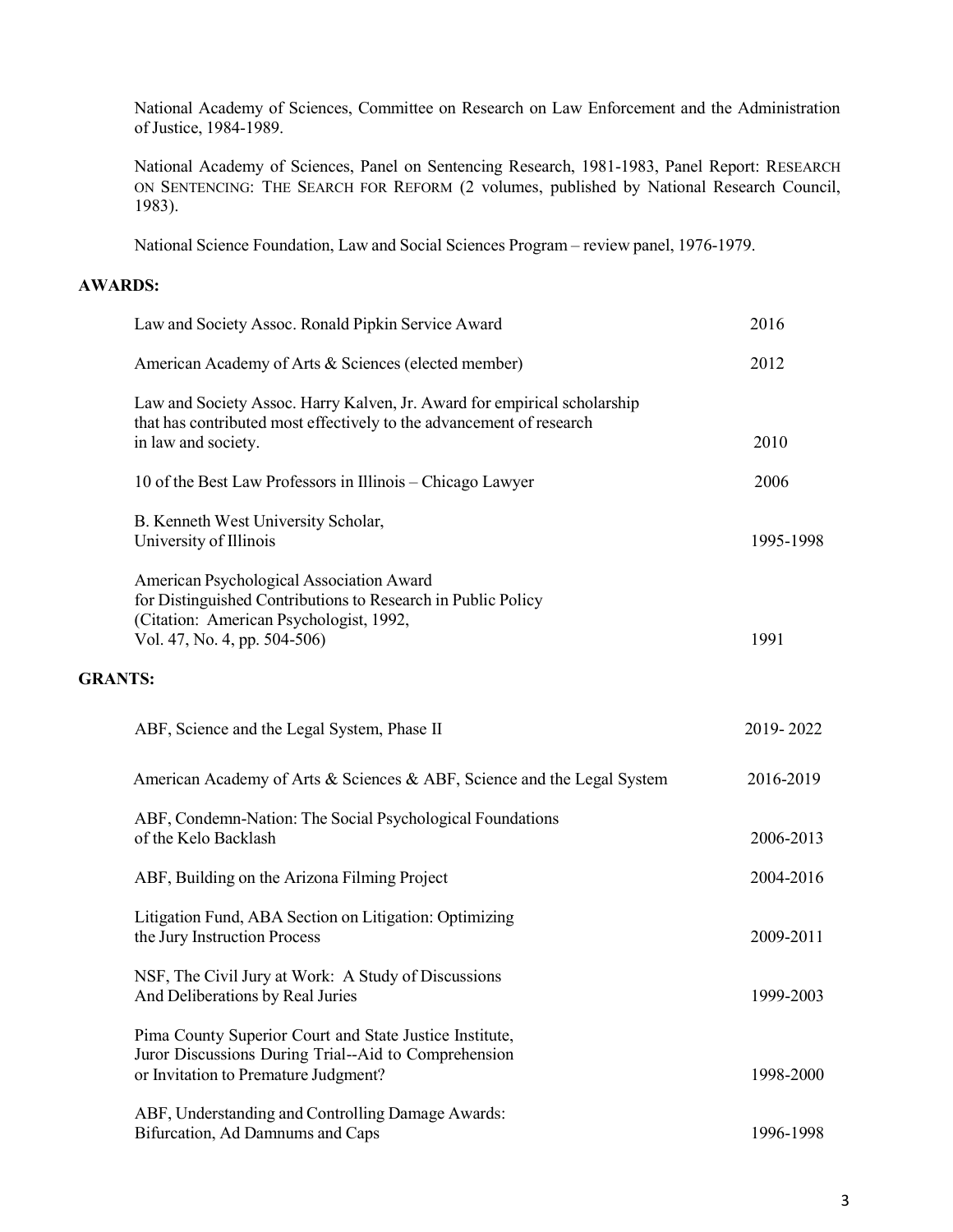National Academy of Sciences, Committee on Research on Law Enforcement and the Administration of Justice, 1984-1989.

National Academy of Sciences, Panel on Sentencing Research, 1981-1983, Panel Report: RESEARCH ON SENTENCING: THE SEARCH FOR REFORM (2 volumes, published by National Research Council, 1983).

National Science Foundation, Law and Social Sciences Program – review panel, 1976-1979.

**AWARDS:**

| | |
|---|---|
| Law and Society Assoc. Ronald Pipkin Service Award | 2016 |
| American Academy of Arts & Sciences (elected member) | 2012 |
| Law and Society Assoc. Harry Kalven, Jr. Award for empirical scholarship that has contributed most effectively to the advancement of research in law and society. | 2010 |
| 10 of the Best Law Professors in Illinois – Chicago Lawyer | 2006 |
| B. Kenneth West University Scholar, University of Illinois | 1995-1998 |
| American Psychological Association Award for Distinguished Contributions to Research in Public Policy (Citation: American Psychologist, 1992, Vol. 47, No. 4, pp. 504-506) | 1991 |

**GRANTS:**

| | |
|---|---|
| ABF, Science and the Legal System, Phase II | 2019- 2022 |
| American Academy of Arts & Sciences & ABF, Science and the Legal System | 2016-2019 |
| ABF, Condemn-Nation: The Social Psychological Foundations of the Kelo Backlash | 2006-2013 |
| ABF, Building on the Arizona Filming Project | 2004-2016 |
| Litigation Fund, ABA Section on Litigation: Optimizing the Jury Instruction Process | 2009-2011 |
| NSF, The Civil Jury at Work: A Study of Discussions And Deliberations by Real Juries | 1999-2003 |
| Pima County Superior Court and State Justice Institute, Juror Discussions During Trial--Aid to Comprehension or Invitation to Premature Judgment? | 1998-2000 |
| ABF, Understanding and Controlling Damage Awards: Bifurcation, Ad Damnums and Caps | 1996-1998 |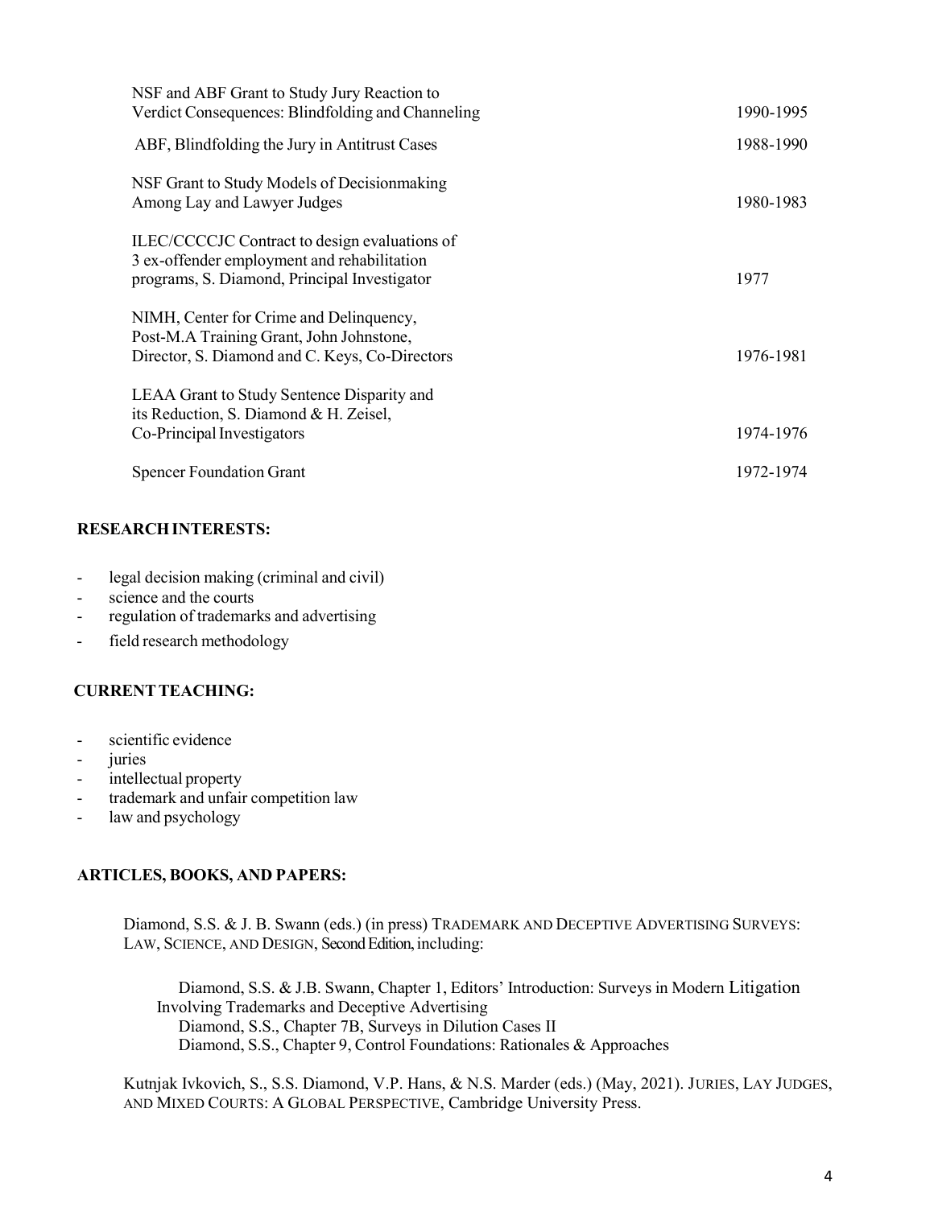| | |
|---|---|
| NSF and ABF Grant to Study Jury Reaction to Verdict Consequences: Blindfolding and Channeling | 1990-1995 |
| ABF, Blindfolding the Jury in Antitrust Cases | 1988-1990 |
| NSF Grant to Study Models of Decisionmaking Among Lay and Lawyer Judges | 1980-1983 |
| ILEC/CCCCJC Contract to design evaluations of 3 ex-offender employment and rehabilitation programs, S. Diamond, Principal Investigator | 1977 |
| NIMH, Center for Crime and Delinquency, Post-M.A Training Grant, John Johnstone, Director, S. Diamond and C. Keys, Co-Directors | 1976-1981 |
| LEAA Grant to Study Sentence Disparity and its Reduction, S. Diamond & H. Zeisel, Co-Principal Investigators | 1974-1976 |
| Spencer Foundation Grant | 1972-1974 |

**RESEARCH INTERESTS:**

- legal decision making (criminal and civil)
- science and the courts
- regulation of trademarks and advertising
- field research methodology

**CURRENT TEACHING:**

- scientific evidence
- juries
- intellectual property
- trademark and unfair competition law
- law and psychology

**ARTICLES, BOOKS, AND PAPERS:**

Diamond, S.S. & J. B. Swann (eds.) (in press) TRADEMARK AND DECEPTIVE ADVERTISING SURVEYS: LAW, SCIENCE, AND DESIGN, Second Edition, including:

> Diamond, S.S. & J.B. Swann, Chapter 1, Editors' Introduction: Surveys in Modern Litigation Involving Trademarks and Deceptive Advertising
> Diamond, S.S., Chapter 7B, Surveys in Dilution Cases II
> Diamond, S.S., Chapter 9, Control Foundations: Rationales & Approaches

Kutnjak Ivkovich, S., S.S. Diamond, V.P. Hans, & N.S. Marder (eds.) (May, 2021). JURIES, LAY JUDGES, AND MIXED COURTS: A GLOBAL PERSPECTIVE, Cambridge University Press.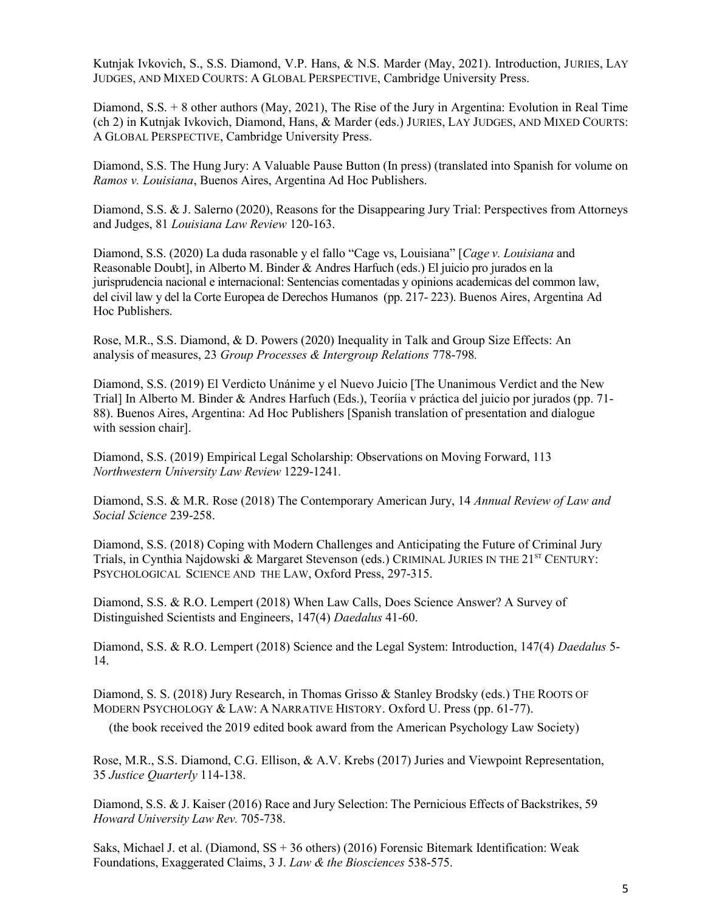Kutnjak Ivkovich, S., S.S. Diamond, V.P. Hans, & N.S. Marder (May, 2021). Introduction, JURIES, LAY JUDGES, AND MIXED COURTS: A GLOBAL PERSPECTIVE, Cambridge University Press.

Diamond, S.S. + 8 other authors (May, 2021), The Rise of the Jury in Argentina: Evolution in Real Time (ch 2) in Kutnjak Ivkovich, Diamond, Hans, & Marder (eds.) JURIES, LAY JUDGES, AND MIXED COURTS: A GLOBAL PERSPECTIVE, Cambridge University Press.

Diamond, S.S. The Hung Jury: A Valuable Pause Button (In press) (translated into Spanish for volume on *Ramos v. Louisiana*, Buenos Aires, Argentina Ad Hoc Publishers.

Diamond, S.S. & J. Salerno (2020), Reasons for the Disappearing Jury Trial: Perspectives from Attorneys and Judges, 81 *Louisiana Law Review* 120-163.

Diamond, S.S. (2020) La duda rasonable y el fallo "Cage vs, Louisiana" [*Cage v. Louisiana* and Reasonable Doubt], in Alberto M. Binder & Andres Harfuch (eds.) El juicio pro jurados en la jurisprudencia nacional e internacional: Sentencias comentadas y opinions academicas del common law, del civil law y del la Corte Europea de Derechos Humanos (pp. 217- 223). Buenos Aires, Argentina Ad Hoc Publishers.

Rose, M.R., S.S. Diamond, & D. Powers (2020) Inequality in Talk and Group Size Effects: An analysis of measures, 23 *Group Processes & Intergroup Relations* 778-798.

Diamond, S.S. (2019) El Verdicto Unánime y el Nuevo Juicio [The Unanimous Verdict and the New Trial] In Alberto M. Binder & Andres Harfuch (Eds.), Teoríia v práctica del juicio por jurados (pp. 71-88). Buenos Aires, Argentina: Ad Hoc Publishers [Spanish translation of presentation and dialogue with session chair].

Diamond, S.S. (2019) Empirical Legal Scholarship: Observations on Moving Forward, 113 *Northwestern University Law Review* 1229-1241.

Diamond, S.S. & M.R. Rose (2018) The Contemporary American Jury, 14 *Annual Review of Law and Social Science* 239-258.

Diamond, S.S. (2018) Coping with Modern Challenges and Anticipating the Future of Criminal Jury Trials, in Cynthia Najdowski & Margaret Stevenson (eds.) CRIMINAL JURIES IN THE 21ST CENTURY: PSYCHOLOGICAL SCIENCE AND THE LAW, Oxford Press, 297-315.

Diamond, S.S. & R.O. Lempert (2018) When Law Calls, Does Science Answer? A Survey of Distinguished Scientists and Engineers, 147(4) *Daedalus* 41-60.

Diamond, S.S. & R.O. Lempert (2018) Science and the Legal System: Introduction, 147(4) *Daedalus* 5-14.

Diamond, S. S. (2018) Jury Research, in Thomas Grisso & Stanley Brodsky (eds.) THE ROOTS OF MODERN PSYCHOLOGY & LAW: A NARRATIVE HISTORY. Oxford U. Press (pp. 61-77).

(the book received the 2019 edited book award from the American Psychology Law Society)

Rose, M.R., S.S. Diamond, C.G. Ellison, & A.V. Krebs (2017) Juries and Viewpoint Representation, 35 *Justice Quarterly* 114-138.

Diamond, S.S. & J. Kaiser (2016) Race and Jury Selection: The Pernicious Effects of Backstrikes, 59 *Howard University Law Rev.* 705-738.

Saks, Michael J. et al. (Diamond, SS + 36 others) (2016) Forensic Bitemark Identification: Weak Foundations, Exaggerated Claims, 3 J. *Law & the Biosciences* 538-575.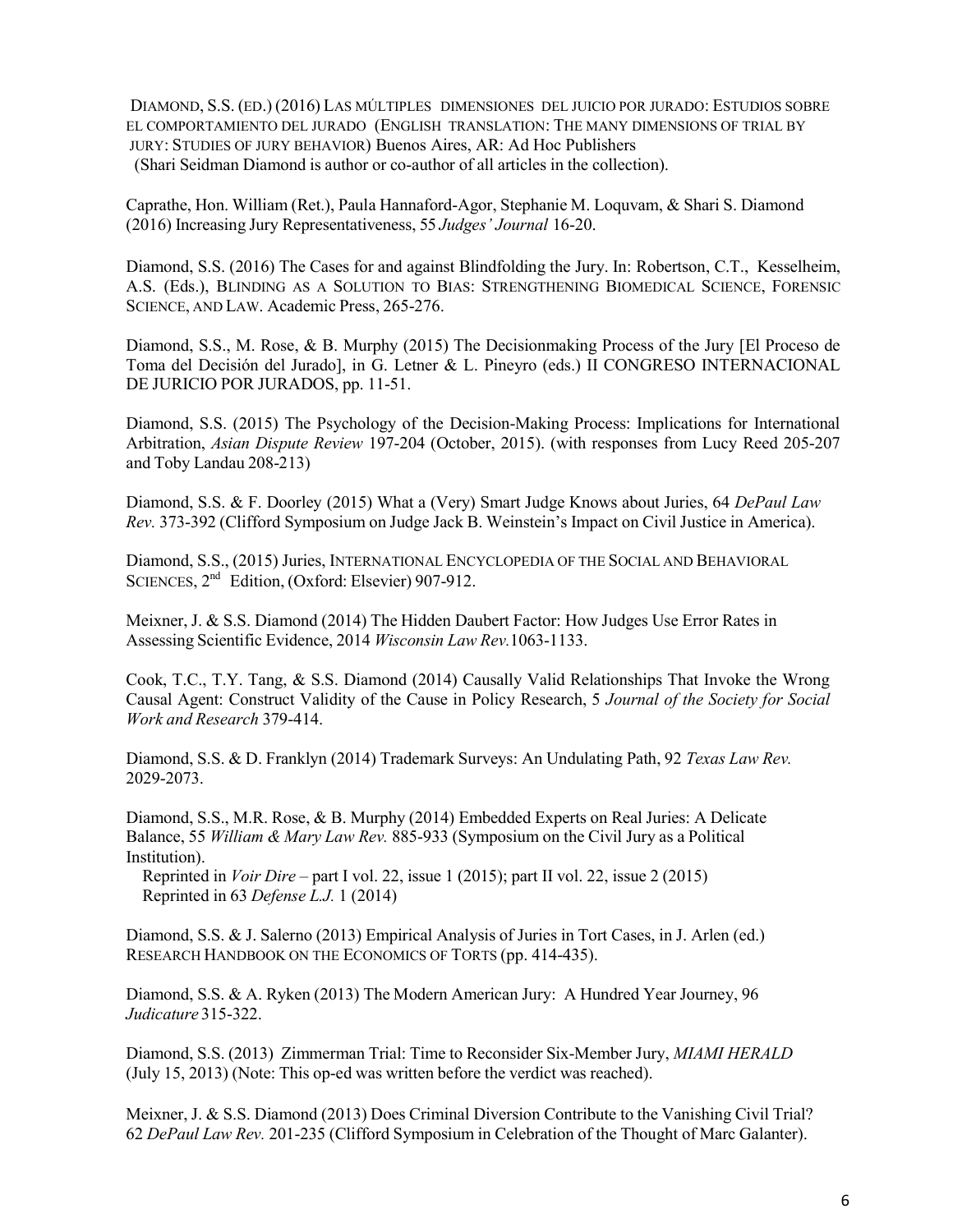DIAMOND, S.S. (ED.) (2016) LAS MÚLTIPLES DIMENSIONES DEL JUICIO POR JURADO: ESTUDIOS SOBRE EL COMPORTAMIENTO DEL JURADO (ENGLISH TRANSLATION: THE MANY DIMENSIONS OF TRIAL BY JURY: STUDIES OF JURY BEHAVIOR) Buenos Aires, AR: Ad Hoc Publishers (Shari Seidman Diamond is author or co-author of all articles in the collection).

Caprathe, Hon. William (Ret.), Paula Hannaford-Agor, Stephanie M. Loquvam, & Shari S. Diamond (2016) Increasing Jury Representativeness, 55 *Judges' Journal* 16-20.

Diamond, S.S. (2016) The Cases for and against Blindfolding the Jury. In: Robertson, C.T., Kesselheim, A.S. (Eds.), BLINDING AS A SOLUTION TO BIAS: STRENGTHENING BIOMEDICAL SCIENCE, FORENSIC SCIENCE, AND LAW. Academic Press, 265-276.

Diamond, S.S., M. Rose, & B. Murphy (2015) The Decisionmaking Process of the Jury [El Proceso de Toma del Decisión del Jurado], in G. Letner & L. Pineyro (eds.) II CONGRESO INTERNACIONAL DE JURICIO POR JURADOS, pp. 11-51.

Diamond, S.S. (2015) The Psychology of the Decision-Making Process: Implications for International Arbitration, *Asian Dispute Review* 197-204 (October, 2015). (with responses from Lucy Reed 205-207 and Toby Landau 208-213)

Diamond, S.S. & F. Doorley (2015) What a (Very) Smart Judge Knows about Juries, 64 *DePaul Law Rev.* 373-392 (Clifford Symposium on Judge Jack B. Weinstein's Impact on Civil Justice in America).

Diamond, S.S., (2015) Juries, INTERNATIONAL ENCYCLOPEDIA OF THE SOCIAL AND BEHAVIORAL SCIENCES, 2nd Edition, (Oxford: Elsevier) 907-912.

Meixner, J. & S.S. Diamond (2014) The Hidden Daubert Factor: How Judges Use Error Rates in Assessing Scientific Evidence, 2014 *Wisconsin Law Rev.*1063-1133.

Cook, T.C., T.Y. Tang, & S.S. Diamond (2014) Causally Valid Relationships That Invoke the Wrong Causal Agent: Construct Validity of the Cause in Policy Research, 5 *Journal of the Society for Social Work and Research* 379-414.

Diamond, S.S. & D. Franklyn (2014) Trademark Surveys: An Undulating Path, 92 *Texas Law Rev.* 2029-2073.

Diamond, S.S., M.R. Rose, & B. Murphy (2014) Embedded Experts on Real Juries: A Delicate Balance, 55 *William & Mary Law Rev.* 885-933 (Symposium on the Civil Jury as a Political Institution).
Reprinted in *Voir Dire* – part I vol. 22, issue 1 (2015); part II vol. 22, issue 2 (2015)
Reprinted in 63 *Defense L.J.* 1 (2014)

Diamond, S.S. & J. Salerno (2013) Empirical Analysis of Juries in Tort Cases, in J. Arlen (ed.) RESEARCH HANDBOOK ON THE ECONOMICS OF TORTS (pp. 414-435).

Diamond, S.S. & A. Ryken (2013) The Modern American Jury: A Hundred Year Journey, 96 *Judicature* 315-322.

Diamond, S.S. (2013) Zimmerman Trial: Time to Reconsider Six-Member Jury, *MIAMI HERALD* (July 15, 2013) (Note: This op-ed was written before the verdict was reached).

Meixner, J. & S.S. Diamond (2013) Does Criminal Diversion Contribute to the Vanishing Civil Trial? 62 *DePaul Law Rev.* 201-235 (Clifford Symposium in Celebration of the Thought of Marc Galanter).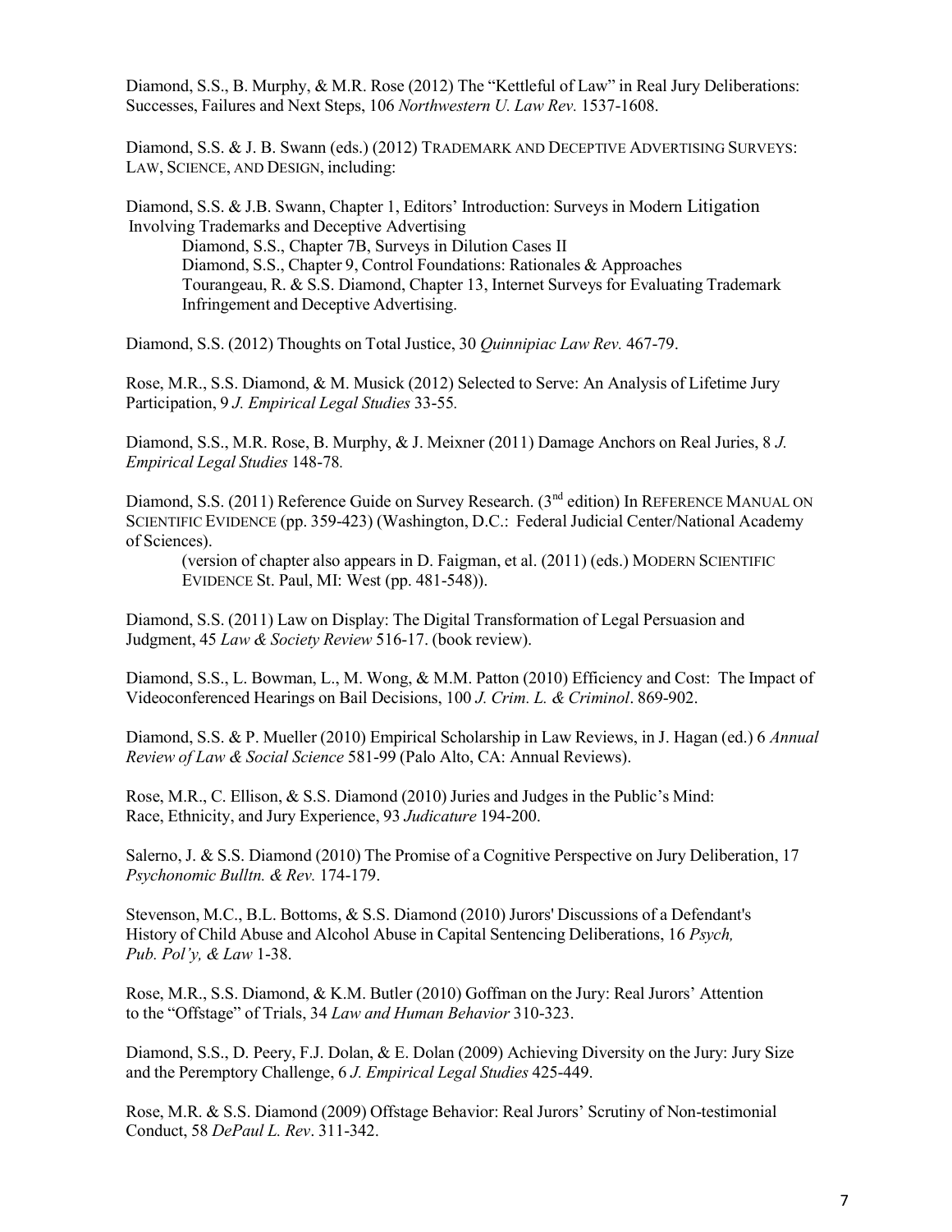Diamond, S.S., B. Murphy, & M.R. Rose (2012) The "Kettleful of Law" in Real Jury Deliberations: Successes, Failures and Next Steps, 106 *Northwestern U. Law Rev.* 1537-1608.

Diamond, S.S. & J. B. Swann (eds.) (2012) TRADEMARK AND DECEPTIVE ADVERTISING SURVEYS: LAW, SCIENCE, AND DESIGN, including:

Diamond, S.S. & J.B. Swann, Chapter 1, Editors' Introduction: Surveys in Modern Litigation Involving Trademarks and Deceptive Advertising

Diamond, S.S., Chapter 7B, Surveys in Dilution Cases II
Diamond, S.S., Chapter 9, Control Foundations: Rationales & Approaches
Tourangeau, R. & S.S. Diamond, Chapter 13, Internet Surveys for Evaluating Trademark Infringement and Deceptive Advertising.

Diamond, S.S. (2012) Thoughts on Total Justice, 30 *Quinnipiac Law Rev.* 467-79.

Rose, M.R., S.S. Diamond, & M. Musick (2012) Selected to Serve: An Analysis of Lifetime Jury Participation, 9 *J. Empirical Legal Studies* 33-55.

Diamond, S.S., M.R. Rose, B. Murphy, & J. Meixner (2011) Damage Anchors on Real Juries, 8 *J. Empirical Legal Studies* 148-78.

Diamond, S.S. (2011) Reference Guide on Survey Research. (3rd edition) In REFERENCE MANUAL ON SCIENTIFIC EVIDENCE (pp. 359-423) (Washington, D.C.: Federal Judicial Center/National Academy of Sciences).

(version of chapter also appears in D. Faigman, et al. (2011) (eds.) MODERN SCIENTIFIC EVIDENCE St. Paul, MI: West (pp. 481-548)).

Diamond, S.S. (2011) Law on Display: The Digital Transformation of Legal Persuasion and Judgment, 45 *Law & Society Review* 516-17. (book review).

Diamond, S.S., L. Bowman, L., M. Wong, & M.M. Patton (2010) Efficiency and Cost: The Impact of Videoconferenced Hearings on Bail Decisions, 100 *J. Crim. L. & Criminol*. 869-902.

Diamond, S.S. & P. Mueller (2010) Empirical Scholarship in Law Reviews, in J. Hagan (ed.) 6 *Annual Review of Law & Social Science* 581-99 (Palo Alto, CA: Annual Reviews).

Rose, M.R., C. Ellison, & S.S. Diamond (2010) Juries and Judges in the Public's Mind: Race, Ethnicity, and Jury Experience, 93 *Judicature* 194-200.

Salerno, J. & S.S. Diamond (2010) The Promise of a Cognitive Perspective on Jury Deliberation, 17 *Psychonomic Bulltn. & Rev.* 174-179.

Stevenson, M.C., B.L. Bottoms, & S.S. Diamond (2010) Jurors' Discussions of a Defendant's History of Child Abuse and Alcohol Abuse in Capital Sentencing Deliberations, 16 *Psych, Pub. Pol'y, & Law* 1-38.

Rose, M.R., S.S. Diamond, & K.M. Butler (2010) Goffman on the Jury: Real Jurors' Attention to the "Offstage" of Trials, 34 *Law and Human Behavior* 310-323.

Diamond, S.S., D. Peery, F.J. Dolan, & E. Dolan (2009) Achieving Diversity on the Jury: Jury Size and the Peremptory Challenge, 6 *J. Empirical Legal Studies* 425-449.

Rose, M.R. & S.S. Diamond (2009) Offstage Behavior: Real Jurors' Scrutiny of Non-testimonial Conduct, 58 *DePaul L. Rev*. 311-342.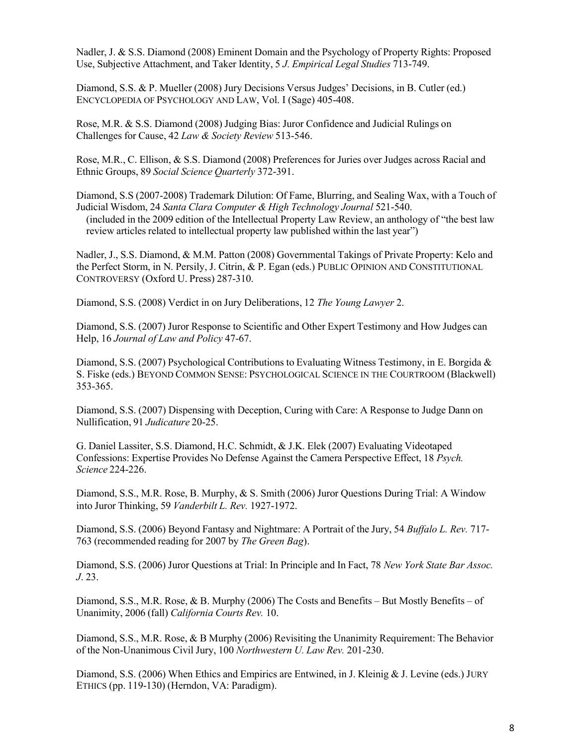Nadler, J. & S.S. Diamond (2008) Eminent Domain and the Psychology of Property Rights: Proposed Use, Subjective Attachment, and Taker Identity, 5 *J. Empirical Legal Studies* 713-749.

Diamond, S.S. & P. Mueller (2008) Jury Decisions Versus Judges' Decisions, in B. Cutler (ed.) ENCYCLOPEDIA OF PSYCHOLOGY AND LAW, Vol. I (Sage) 405-408.

Rose, M.R. & S.S. Diamond (2008) Judging Bias: Juror Confidence and Judicial Rulings on Challenges for Cause, 42 *Law & Society Review* 513-546.

Rose, M.R., C. Ellison, & S.S. Diamond (2008) Preferences for Juries over Judges across Racial and Ethnic Groups, 89 *Social Science Quarterly* 372-391.

Diamond, S.S (2007-2008) Trademark Dilution: Of Fame, Blurring, and Sealing Wax, with a Touch of Judicial Wisdom, 24 *Santa Clara Computer & High Technology Journal* 521-540.
(included in the 2009 edition of the Intellectual Property Law Review, an anthology of "the best law review articles related to intellectual property law published within the last year")

Nadler, J., S.S. Diamond, & M.M. Patton (2008) Governmental Takings of Private Property: Kelo and the Perfect Storm, in N. Persily, J. Citrin, & P. Egan (eds.) PUBLIC OPINION AND CONSTITUTIONAL CONTROVERSY (Oxford U. Press) 287-310.

Diamond, S.S. (2008) Verdict in on Jury Deliberations, 12 *The Young Lawyer* 2.

Diamond, S.S. (2007) Juror Response to Scientific and Other Expert Testimony and How Judges can Help, 16 *Journal of Law and Policy* 47-67.

Diamond, S.S. (2007) Psychological Contributions to Evaluating Witness Testimony, in E. Borgida & S. Fiske (eds.) BEYOND COMMON SENSE: PSYCHOLOGICAL SCIENCE IN THE COURTROOM (Blackwell) 353-365.

Diamond, S.S. (2007) Dispensing with Deception, Curing with Care: A Response to Judge Dann on Nullification, 91 *Judicature* 20-25.

G. Daniel Lassiter, S.S. Diamond, H.C. Schmidt, & J.K. Elek (2007) Evaluating Videotaped Confessions: Expertise Provides No Defense Against the Camera Perspective Effect, 18 *Psych. Science* 224-226.

Diamond, S.S., M.R. Rose, B. Murphy, & S. Smith (2006) Juror Questions During Trial: A Window into Juror Thinking, 59 *Vanderbilt L. Rev.* 1927-1972.

Diamond, S.S. (2006) Beyond Fantasy and Nightmare: A Portrait of the Jury, 54 *Buffalo L. Rev.* 717-763 (recommended reading for 2007 by *The Green Bag*).

Diamond, S.S. (2006) Juror Questions at Trial: In Principle and In Fact, 78 *New York State Bar Assoc. J.* 23.

Diamond, S.S., M.R. Rose, & B. Murphy (2006) The Costs and Benefits – But Mostly Benefits – of Unanimity, 2006 (fall) *California Courts Rev.* 10.

Diamond, S.S., M.R. Rose, & B Murphy (2006) Revisiting the Unanimity Requirement: The Behavior of the Non-Unanimous Civil Jury, 100 *Northwestern U. Law Rev.* 201-230.

Diamond, S.S. (2006) When Ethics and Empirics are Entwined, in J. Kleinig & J. Levine (eds.) JURY ETHICS (pp. 119-130) (Herndon, VA: Paradigm).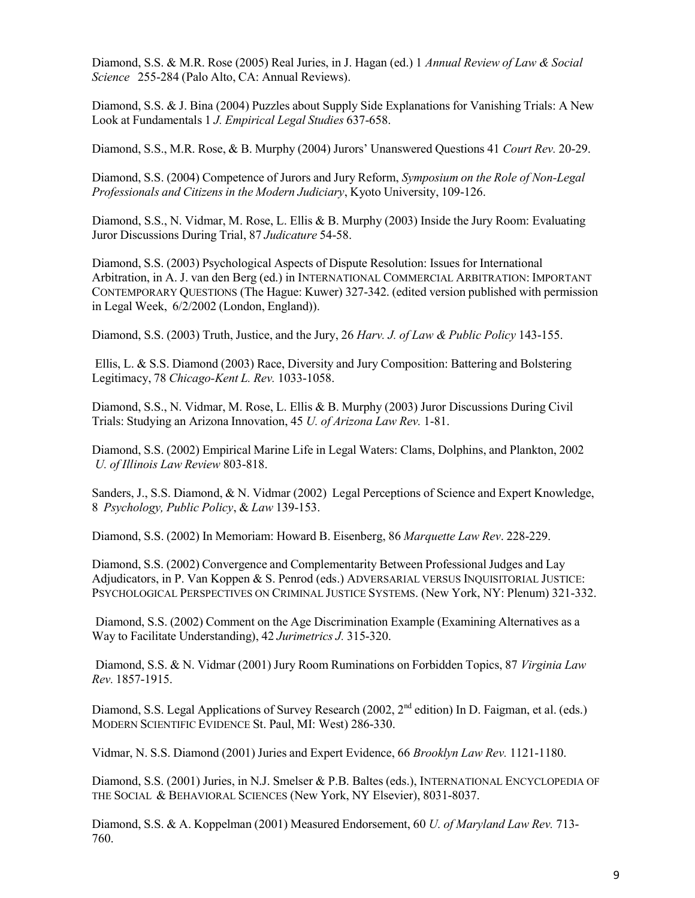Diamond, S.S. & M.R. Rose (2005) Real Juries, in J. Hagan (ed.) 1 *Annual Review of Law & Social Science* 255-284 (Palo Alto, CA: Annual Reviews).

Diamond, S.S. & J. Bina (2004) Puzzles about Supply Side Explanations for Vanishing Trials: A New Look at Fundamentals 1 *J. Empirical Legal Studies* 637-658.

Diamond, S.S., M.R. Rose, & B. Murphy (2004) Jurors' Unanswered Questions 41 *Court Rev.* 20-29.

Diamond, S.S. (2004) Competence of Jurors and Jury Reform, *Symposium on the Role of Non-Legal Professionals and Citizens in the Modern Judiciary*, Kyoto University, 109-126.

Diamond, S.S., N. Vidmar, M. Rose, L. Ellis & B. Murphy (2003) Inside the Jury Room: Evaluating Juror Discussions During Trial, 87 *Judicature* 54-58.

Diamond, S.S. (2003) Psychological Aspects of Dispute Resolution: Issues for International Arbitration, in A. J. van den Berg (ed.) in INTERNATIONAL COMMERCIAL ARBITRATION: IMPORTANT CONTEMPORARY QUESTIONS (The Hague: Kuwer) 327-342. (edited version published with permission in Legal Week, 6/2/2002 (London, England)).

Diamond, S.S. (2003) Truth, Justice, and the Jury, 26 *Harv. J. of Law & Public Policy* 143-155.

Ellis, L. & S.S. Diamond (2003) Race, Diversity and Jury Composition: Battering and Bolstering Legitimacy, 78 *Chicago-Kent L. Rev.* 1033-1058.

Diamond, S.S., N. Vidmar, M. Rose, L. Ellis & B. Murphy (2003) Juror Discussions During Civil Trials: Studying an Arizona Innovation, 45 *U. of Arizona Law Rev.* 1-81.

Diamond, S.S. (2002) Empirical Marine Life in Legal Waters: Clams, Dolphins, and Plankton, 2002 *U. of Illinois Law Review* 803-818.

Sanders, J., S.S. Diamond, & N. Vidmar (2002) Legal Perceptions of Science and Expert Knowledge, 8 *Psychology, Public Policy*, & *Law* 139-153.

Diamond, S.S. (2002) In Memoriam: Howard B. Eisenberg, 86 *Marquette Law Rev*. 228-229.

Diamond, S.S. (2002) Convergence and Complementarity Between Professional Judges and Lay Adjudicators, in P. Van Koppen & S. Penrod (eds.) ADVERSARIAL VERSUS INQUISITORIAL JUSTICE: PSYCHOLOGICAL PERSPECTIVES ON CRIMINAL JUSTICE SYSTEMS. (New York, NY: Plenum) 321-332.

Diamond, S.S. (2002) Comment on the Age Discrimination Example (Examining Alternatives as a Way to Facilitate Understanding), 42 *Jurimetrics J.* 315-320.

Diamond, S.S. & N. Vidmar (2001) Jury Room Ruminations on Forbidden Topics, 87 *Virginia Law Rev.* 1857-1915.

Diamond, S.S. Legal Applications of Survey Research (2002, 2nd edition) In D. Faigman, et al. (eds.) MODERN SCIENTIFIC EVIDENCE St. Paul, MI: West) 286-330.

Vidmar, N. S.S. Diamond (2001) Juries and Expert Evidence, 66 *Brooklyn Law Rev.* 1121-1180.

Diamond, S.S. (2001) Juries, in N.J. Smelser & P.B. Baltes (eds.), INTERNATIONAL ENCYCLOPEDIA OF THE SOCIAL & BEHAVIORAL SCIENCES (New York, NY Elsevier), 8031-8037.

Diamond, S.S. & A. Koppelman (2001) Measured Endorsement, 60 *U. of Maryland Law Rev.* 713-760.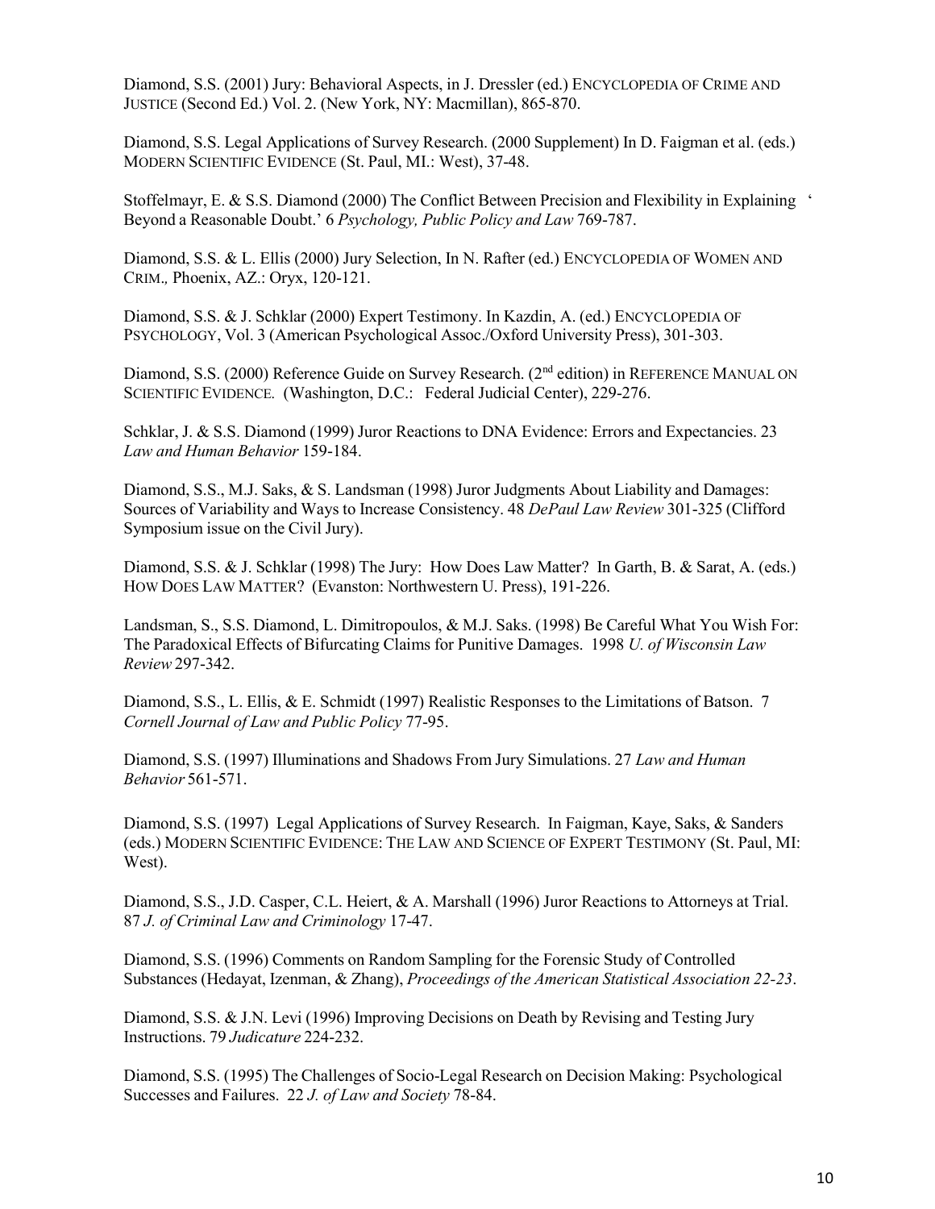Diamond, S.S. (2001) Jury: Behavioral Aspects, in J. Dressler (ed.) ENCYCLOPEDIA OF CRIME AND JUSTICE (Second Ed.) Vol. 2. (New York, NY: Macmillan), 865-870.

Diamond, S.S. Legal Applications of Survey Research. (2000 Supplement) In D. Faigman et al. (eds.) MODERN SCIENTIFIC EVIDENCE (St. Paul, MI.: West), 37-48.

Stoffelmayr, E. & S.S. Diamond (2000) The Conflict Between Precision and Flexibility in Explaining ' Beyond a Reasonable Doubt.' 6 *Psychology, Public Policy and Law* 769-787.

Diamond, S.S. & L. Ellis (2000) Jury Selection, In N. Rafter (ed.) ENCYCLOPEDIA OF WOMEN AND CRIM.*,* Phoenix, AZ.: Oryx, 120-121.

Diamond, S.S. & J. Schklar (2000) Expert Testimony. In Kazdin, A. (ed.) ENCYCLOPEDIA OF PSYCHOLOGY, Vol. 3 (American Psychological Assoc./Oxford University Press), 301-303.

Diamond, S.S. (2000) Reference Guide on Survey Research. (2nd edition) in REFERENCE MANUAL ON SCIENTIFIC EVIDENCE. (Washington, D.C.: Federal Judicial Center), 229-276.

Schklar, J. & S.S. Diamond (1999) Juror Reactions to DNA Evidence: Errors and Expectancies. 23 *Law and Human Behavior* 159-184.

Diamond, S.S., M.J. Saks, & S. Landsman (1998) Juror Judgments About Liability and Damages: Sources of Variability and Ways to Increase Consistency. 48 *DePaul Law Review* 301-325 (Clifford Symposium issue on the Civil Jury).

Diamond, S.S. & J. Schklar (1998) The Jury: How Does Law Matter? In Garth, B. & Sarat, A. (eds.) HOW DOES LAW MATTER? (Evanston: Northwestern U. Press), 191-226.

Landsman, S., S.S. Diamond, L. Dimitropoulos, & M.J. Saks. (1998) Be Careful What You Wish For: The Paradoxical Effects of Bifurcating Claims for Punitive Damages. 1998 *U. of Wisconsin Law Review* 297-342.

Diamond, S.S., L. Ellis, & E. Schmidt (1997) Realistic Responses to the Limitations of Batson. 7 *Cornell Journal of Law and Public Policy* 77-95.

Diamond, S.S. (1997) Illuminations and Shadows From Jury Simulations. 27 *Law and Human Behavior* 561-571.

Diamond, S.S. (1997) Legal Applications of Survey Research. In Faigman, Kaye, Saks, & Sanders (eds.) MODERN SCIENTIFIC EVIDENCE: THE LAW AND SCIENCE OF EXPERT TESTIMONY (St. Paul, MI: West).

Diamond, S.S., J.D. Casper, C.L. Heiert, & A. Marshall (1996) Juror Reactions to Attorneys at Trial. 87 *J. of Criminal Law and Criminology* 17-47.

Diamond, S.S. (1996) Comments on Random Sampling for the Forensic Study of Controlled Substances (Hedayat, Izenman, & Zhang), *Proceedings of the American Statistical Association 22-23*.

Diamond, S.S. & J.N. Levi (1996) Improving Decisions on Death by Revising and Testing Jury Instructions. 79 *Judicature* 224-232.

Diamond, S.S. (1995) The Challenges of Socio-Legal Research on Decision Making: Psychological Successes and Failures. 22 *J. of Law and Society* 78-84.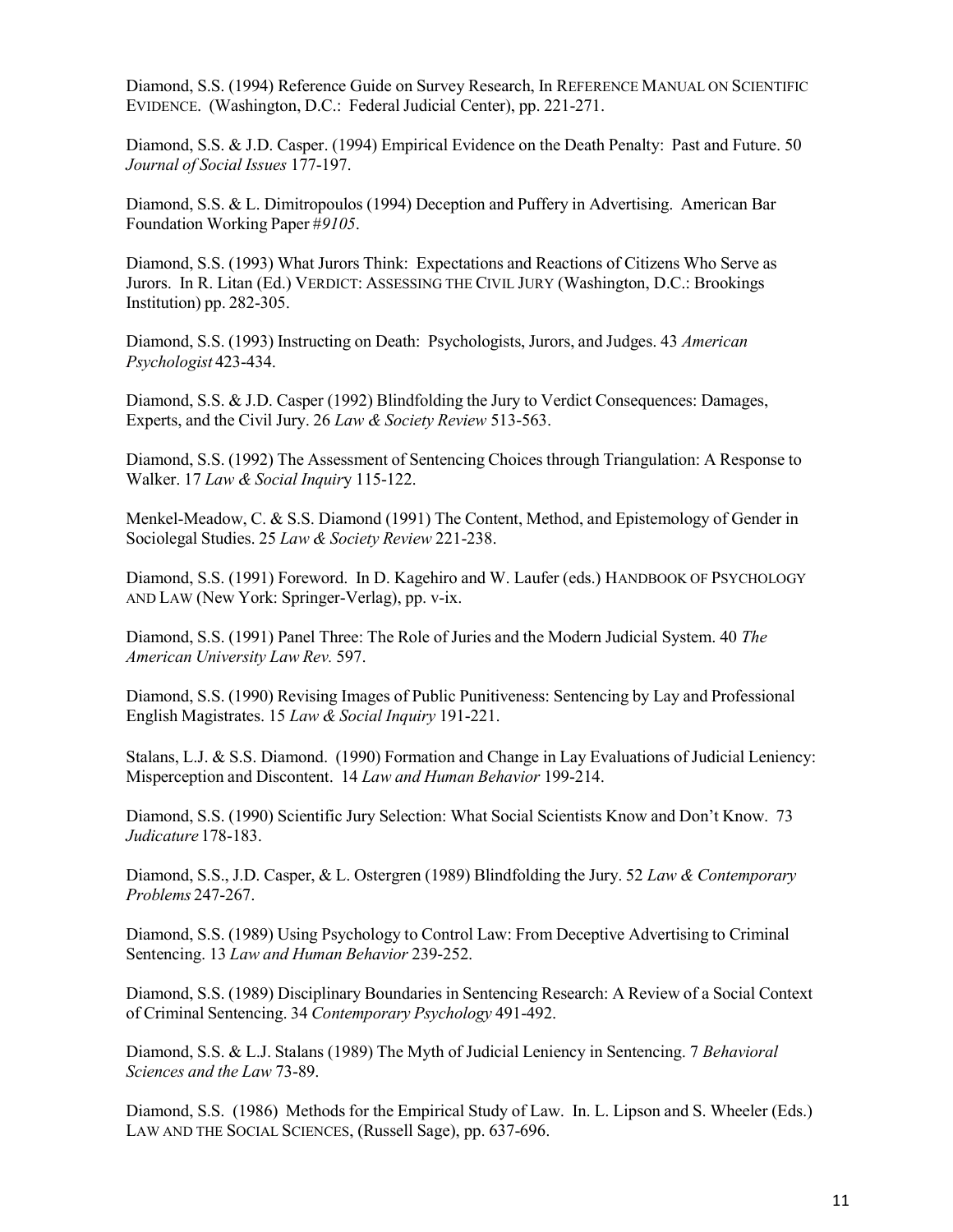Diamond, S.S. (1994) Reference Guide on Survey Research, In REFERENCE MANUAL ON SCIENTIFIC EVIDENCE. (Washington, D.C.: Federal Judicial Center), pp. 221-271.

Diamond, S.S. & J.D. Casper. (1994) Empirical Evidence on the Death Penalty: Past and Future. 50 *Journal of Social Issues* 177-197.

Diamond, S.S. & L. Dimitropoulos (1994) Deception and Puffery in Advertising. American Bar Foundation Working Paper *#9105*.

Diamond, S.S. (1993) What Jurors Think: Expectations and Reactions of Citizens Who Serve as Jurors. In R. Litan (Ed.) VERDICT: ASSESSING THE CIVIL JURY (Washington, D.C.: Brookings Institution) pp. 282-305.

Diamond, S.S. (1993) Instructing on Death: Psychologists, Jurors, and Judges. 43 *American Psychologist* 423-434.

Diamond, S.S. & J.D. Casper (1992) Blindfolding the Jury to Verdict Consequences: Damages, Experts, and the Civil Jury. 26 *Law & Society Review* 513-563.

Diamond, S.S. (1992) The Assessment of Sentencing Choices through Triangulation: A Response to Walker. 17 *Law & Social Inquiry* 115-122.

Menkel-Meadow, C. & S.S. Diamond (1991) The Content, Method, and Epistemology of Gender in Sociolegal Studies. 25 *Law & Society Review* 221-238.

Diamond, S.S. (1991) Foreword. In D. Kagehiro and W. Laufer (eds.) HANDBOOK OF PSYCHOLOGY AND LAW (New York: Springer-Verlag), pp. v-ix.

Diamond, S.S. (1991) Panel Three: The Role of Juries and the Modern Judicial System. 40 *The American University Law Rev.* 597.

Diamond, S.S. (1990) Revising Images of Public Punitiveness: Sentencing by Lay and Professional English Magistrates. 15 *Law & Social Inquiry* 191-221.

Stalans, L.J. & S.S. Diamond. (1990) Formation and Change in Lay Evaluations of Judicial Leniency: Misperception and Discontent. 14 *Law and Human Behavior* 199-214.

Diamond, S.S. (1990) Scientific Jury Selection: What Social Scientists Know and Don't Know. 73 *Judicature* 178-183.

Diamond, S.S., J.D. Casper, & L. Ostergren (1989) Blindfolding the Jury. 52 *Law & Contemporary Problems* 247-267.

Diamond, S.S. (1989) Using Psychology to Control Law: From Deceptive Advertising to Criminal Sentencing. 13 *Law and Human Behavior* 239-252.

Diamond, S.S. (1989) Disciplinary Boundaries in Sentencing Research: A Review of a Social Context of Criminal Sentencing. 34 *Contemporary Psychology* 491-492.

Diamond, S.S. & L.J. Stalans (1989) The Myth of Judicial Leniency in Sentencing. 7 *Behavioral Sciences and the Law* 73-89.

Diamond, S.S. (1986) Methods for the Empirical Study of Law. In. L. Lipson and S. Wheeler (Eds.) LAW AND THE SOCIAL SCIENCES, (Russell Sage), pp. 637-696.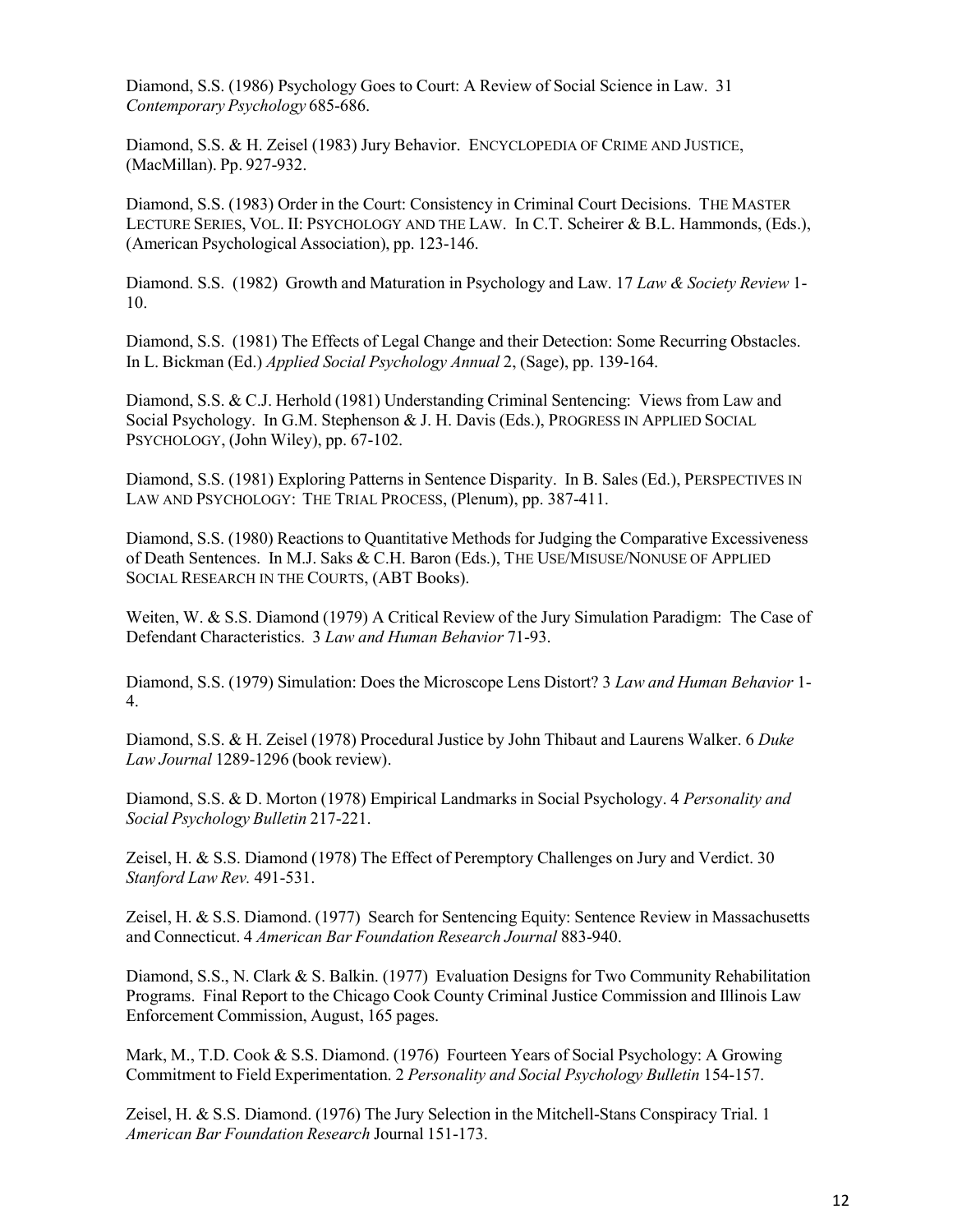Diamond, S.S. (1986) Psychology Goes to Court: A Review of Social Science in Law. 31 *Contemporary Psychology* 685-686.

Diamond, S.S. & H. Zeisel (1983) Jury Behavior. ENCYCLOPEDIA OF CRIME AND JUSTICE, (MacMillan). Pp. 927-932.

Diamond, S.S. (1983) Order in the Court: Consistency in Criminal Court Decisions. THE MASTER LECTURE SERIES, VOL. II: PSYCHOLOGY AND THE LAW. In C.T. Scheirer & B.L. Hammonds, (Eds.), (American Psychological Association), pp. 123-146.

Diamond. S.S. (1982) Growth and Maturation in Psychology and Law. 17 *Law & Society Review* 1-10.

Diamond, S.S. (1981) The Effects of Legal Change and their Detection: Some Recurring Obstacles. In L. Bickman (Ed.) *Applied Social Psychology Annual* 2, (Sage), pp. 139-164.

Diamond, S.S. & C.J. Herhold (1981) Understanding Criminal Sentencing: Views from Law and Social Psychology. In G.M. Stephenson & J. H. Davis (Eds.), PROGRESS IN APPLIED SOCIAL PSYCHOLOGY, (John Wiley), pp. 67-102.

Diamond, S.S. (1981) Exploring Patterns in Sentence Disparity. In B. Sales (Ed.), PERSPECTIVES IN LAW AND PSYCHOLOGY: THE TRIAL PROCESS, (Plenum), pp. 387-411.

Diamond, S.S. (1980) Reactions to Quantitative Methods for Judging the Comparative Excessiveness of Death Sentences. In M.J. Saks & C.H. Baron (Eds.), THE USE/MISUSE/NONUSE OF APPLIED SOCIAL RESEARCH IN THE COURTS, (ABT Books).

Weiten, W. & S.S. Diamond (1979) A Critical Review of the Jury Simulation Paradigm: The Case of Defendant Characteristics. 3 *Law and Human Behavior* 71-93.

Diamond, S.S. (1979) Simulation: Does the Microscope Lens Distort? 3 *Law and Human Behavior* 1-4.

Diamond, S.S. & H. Zeisel (1978) Procedural Justice by John Thibaut and Laurens Walker. 6 *Duke Law Journal* 1289-1296 (book review).

Diamond, S.S. & D. Morton (1978) Empirical Landmarks in Social Psychology. 4 *Personality and Social Psychology Bulletin* 217-221.

Zeisel, H. & S.S. Diamond (1978) The Effect of Peremptory Challenges on Jury and Verdict. 30 *Stanford Law Rev.* 491-531.

Zeisel, H. & S.S. Diamond. (1977) Search for Sentencing Equity: Sentence Review in Massachusetts and Connecticut. 4 *American Bar Foundation Research Journal* 883-940.

Diamond, S.S., N. Clark & S. Balkin. (1977) Evaluation Designs for Two Community Rehabilitation Programs. Final Report to the Chicago Cook County Criminal Justice Commission and Illinois Law Enforcement Commission, August, 165 pages.

Mark, M., T.D. Cook & S.S. Diamond. (1976) Fourteen Years of Social Psychology: A Growing Commitment to Field Experimentation. 2 *Personality and Social Psychology Bulletin* 154-157.

Zeisel, H. & S.S. Diamond. (1976) The Jury Selection in the Mitchell-Stans Conspiracy Trial. 1 *American Bar Foundation Research* Journal 151-173.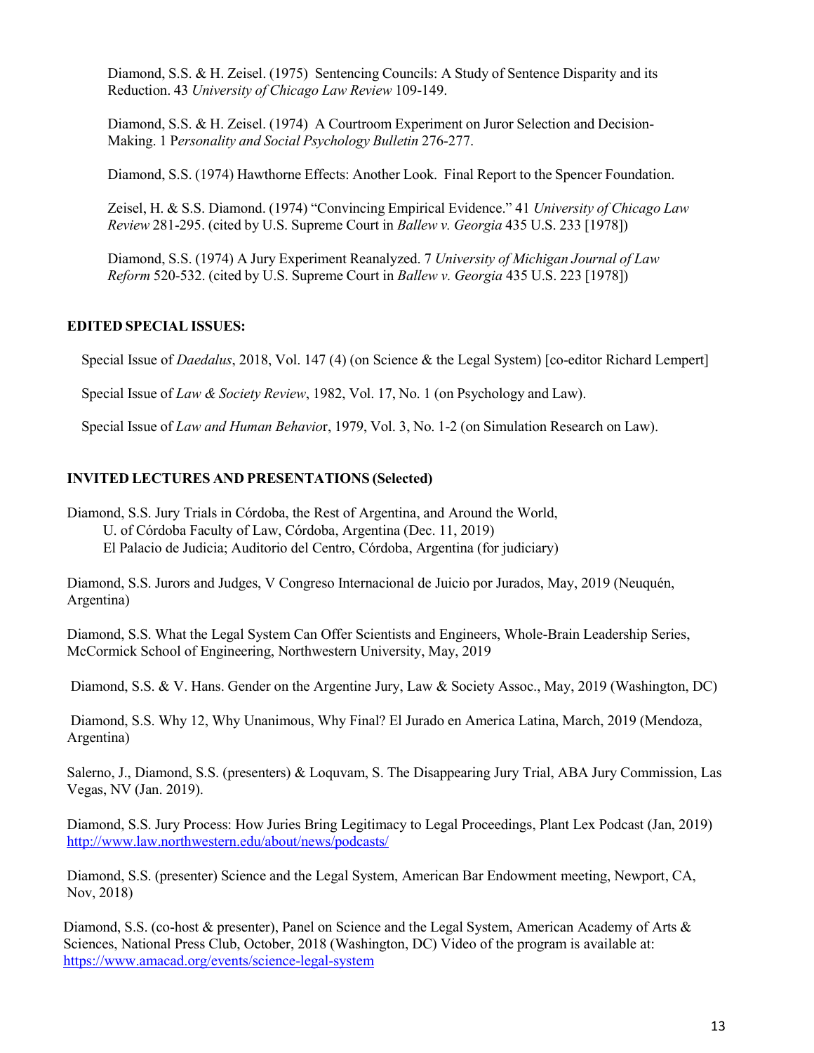Diamond, S.S. & H. Zeisel. (1975) Sentencing Councils: A Study of Sentence Disparity and its Reduction. 43 *University of Chicago Law Review* 109-149.

Diamond, S.S. & H. Zeisel. (1974) A Courtroom Experiment on Juror Selection and Decision-Making. 1 P*ersonality and Social Psychology Bulletin* 276-277.

Diamond, S.S. (1974) Hawthorne Effects: Another Look. Final Report to the Spencer Foundation.

Zeisel, H. & S.S. Diamond. (1974) "Convincing Empirical Evidence." 41 *University of Chicago Law Review* 281-295. (cited by U.S. Supreme Court in *Ballew v. Georgia* 435 U.S. 233 [1978])

Diamond, S.S. (1974) A Jury Experiment Reanalyzed. 7 *University of Michigan Journal of Law Reform* 520-532. (cited by U.S. Supreme Court in *Ballew v. Georgia* 435 U.S. 223 [1978])

**EDITED SPECIAL ISSUES:**

Special Issue of *Daedalus*, 2018, Vol. 147 (4) (on Science & the Legal System) [co-editor Richard Lempert]

Special Issue of *Law & Society Review*, 1982, Vol. 17, No. 1 (on Psychology and Law).

Special Issue of *Law and Human Behavio*r, 1979, Vol. 3, No. 1-2 (on Simulation Research on Law).

**INVITED LECTURES AND PRESENTATIONS (Selected)**

Diamond, S.S. Jury Trials in Córdoba, the Rest of Argentina, and Around the World,
U. of Córdoba Faculty of Law, Córdoba, Argentina (Dec. 11, 2019)
El Palacio de Judicia; Auditorio del Centro, Córdoba, Argentina (for judiciary)

Diamond, S.S. Jurors and Judges, V Congreso Internacional de Juicio por Jurados, May, 2019 (Neuquén, Argentina)

Diamond, S.S. What the Legal System Can Offer Scientists and Engineers, Whole-Brain Leadership Series, McCormick School of Engineering, Northwestern University, May, 2019

Diamond, S.S. & V. Hans. Gender on the Argentine Jury, Law & Society Assoc., May, 2019 (Washington, DC)

Diamond, S.S. Why 12, Why Unanimous, Why Final? El Jurado en America Latina, March, 2019 (Mendoza, Argentina)

Salerno, J., Diamond, S.S. (presenters) & Loquvam, S. The Disappearing Jury Trial, ABA Jury Commission, Las Vegas, NV (Jan. 2019).

Diamond, S.S. Jury Process: How Juries Bring Legitimacy to Legal Proceedings, Plant Lex Podcast (Jan, 2019) http://www.law.northwestern.edu/about/news/podcasts/

Diamond, S.S. (presenter) Science and the Legal System, American Bar Endowment meeting, Newport, CA, Nov, 2018)

Diamond, S.S. (co-host & presenter), Panel on Science and the Legal System, American Academy of Arts & Sciences, National Press Club, October, 2018 (Washington, DC) Video of the program is available at: https://www.amacad.org/events/science-legal-system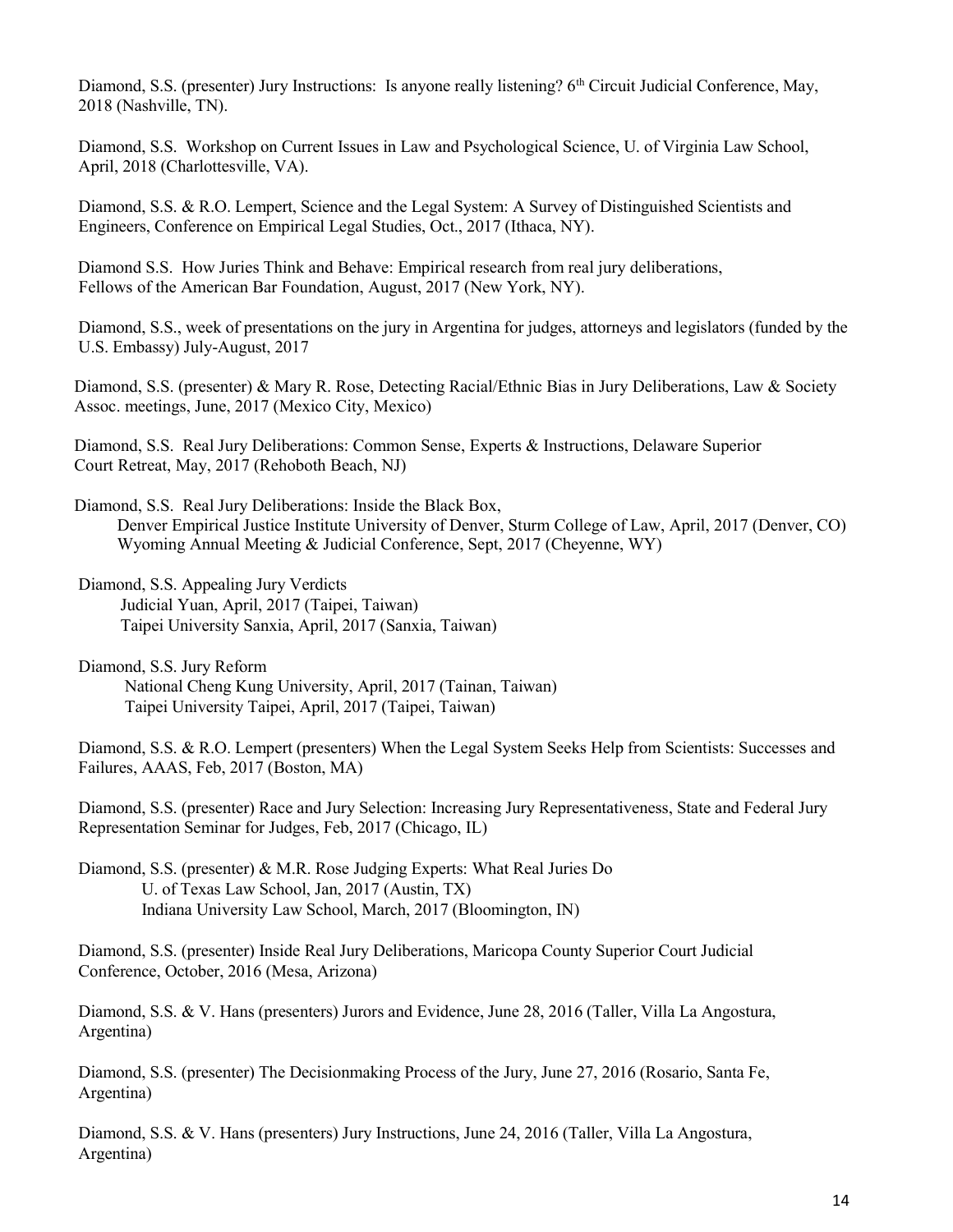Diamond, S.S. (presenter) Jury Instructions: Is anyone really listening? 6th Circuit Judicial Conference, May, 2018 (Nashville, TN).

Diamond, S.S. Workshop on Current Issues in Law and Psychological Science, U. of Virginia Law School, April, 2018 (Charlottesville, VA).

Diamond, S.S. & R.O. Lempert, Science and the Legal System: A Survey of Distinguished Scientists and Engineers, Conference on Empirical Legal Studies, Oct., 2017 (Ithaca, NY).

Diamond S.S. How Juries Think and Behave: Empirical research from real jury deliberations, Fellows of the American Bar Foundation, August, 2017 (New York, NY).

Diamond, S.S., week of presentations on the jury in Argentina for judges, attorneys and legislators (funded by the U.S. Embassy) July-August, 2017

Diamond, S.S. (presenter) & Mary R. Rose, Detecting Racial/Ethnic Bias in Jury Deliberations, Law & Society Assoc. meetings, June, 2017 (Mexico City, Mexico)

Diamond, S.S. Real Jury Deliberations: Common Sense, Experts & Instructions, Delaware Superior Court Retreat, May, 2017 (Rehoboth Beach, NJ)

Diamond, S.S. Real Jury Deliberations: Inside the Black Box,
- Denver Empirical Justice Institute University of Denver, Sturm College of Law, April, 2017 (Denver, CO)
- Wyoming Annual Meeting & Judicial Conference, Sept, 2017 (Cheyenne, WY)

Diamond, S.S. Appealing Jury Verdicts
- Judicial Yuan, April, 2017 (Taipei, Taiwan)
- Taipei University Sanxia, April, 2017 (Sanxia, Taiwan)

Diamond, S.S. Jury Reform
- National Cheng Kung University, April, 2017 (Tainan, Taiwan)
- Taipei University Taipei, April, 2017 (Taipei, Taiwan)

Diamond, S.S. & R.O. Lempert (presenters) When the Legal System Seeks Help from Scientists: Successes and Failures, AAAS, Feb, 2017 (Boston, MA)

Diamond, S.S. (presenter) Race and Jury Selection: Increasing Jury Representativeness, State and Federal Jury Representation Seminar for Judges, Feb, 2017 (Chicago, IL)

Diamond, S.S. (presenter) & M.R. Rose Judging Experts: What Real Juries Do
- U. of Texas Law School, Jan, 2017 (Austin, TX)
- Indiana University Law School, March, 2017 (Bloomington, IN)

Diamond, S.S. (presenter) Inside Real Jury Deliberations, Maricopa County Superior Court Judicial Conference, October, 2016 (Mesa, Arizona)

Diamond, S.S. & V. Hans (presenters) Jurors and Evidence, June 28, 2016 (Taller, Villa La Angostura, Argentina)

Diamond, S.S. (presenter) The Decisionmaking Process of the Jury, June 27, 2016 (Rosario, Santa Fe, Argentina)

Diamond, S.S. & V. Hans (presenters) Jury Instructions, June 24, 2016 (Taller, Villa La Angostura, Argentina)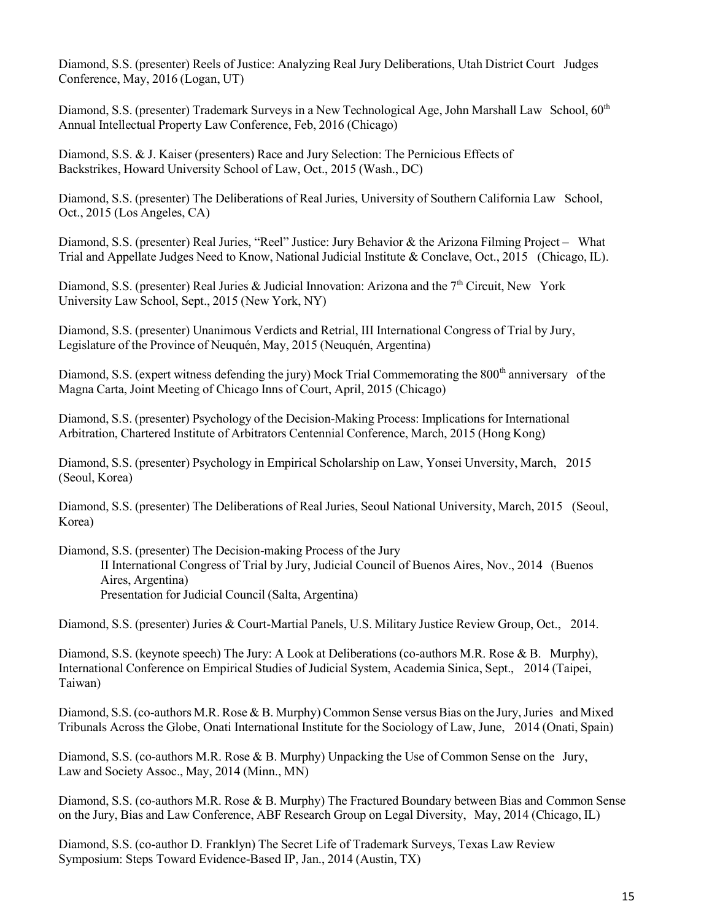Diamond, S.S. (presenter) Reels of Justice: Analyzing Real Jury Deliberations, Utah District Court Judges Conference, May, 2016 (Logan, UT)

Diamond, S.S. (presenter) Trademark Surveys in a New Technological Age, John Marshall Law School, 60th Annual Intellectual Property Law Conference, Feb, 2016 (Chicago)

Diamond, S.S. & J. Kaiser (presenters) Race and Jury Selection: The Pernicious Effects of Backstrikes, Howard University School of Law, Oct., 2015 (Wash., DC)

Diamond, S.S. (presenter) The Deliberations of Real Juries, University of Southern California Law School, Oct., 2015 (Los Angeles, CA)

Diamond, S.S. (presenter) Real Juries, "Reel" Justice: Jury Behavior & the Arizona Filming Project – What Trial and Appellate Judges Need to Know, National Judicial Institute & Conclave, Oct., 2015 (Chicago, IL).

Diamond, S.S. (presenter) Real Juries & Judicial Innovation: Arizona and the 7th Circuit, New York University Law School, Sept., 2015 (New York, NY)

Diamond, S.S. (presenter) Unanimous Verdicts and Retrial, III International Congress of Trial by Jury, Legislature of the Province of Neuquén, May, 2015 (Neuquén, Argentina)

Diamond, S.S. (expert witness defending the jury) Mock Trial Commemorating the 800th anniversary of the Magna Carta, Joint Meeting of Chicago Inns of Court, April, 2015 (Chicago)

Diamond, S.S. (presenter) Psychology of the Decision-Making Process: Implications for International Arbitration, Chartered Institute of Arbitrators Centennial Conference, March, 2015 (Hong Kong)

Diamond, S.S. (presenter) Psychology in Empirical Scholarship on Law, Yonsei Unversity, March, 2015 (Seoul, Korea)

Diamond, S.S. (presenter) The Deliberations of Real Juries, Seoul National University, March, 2015 (Seoul, Korea)

Diamond, S.S. (presenter) The Decision-making Process of the Jury
   II International Congress of Trial by Jury, Judicial Council of Buenos Aires, Nov., 2014 (Buenos Aires, Argentina)
   Presentation for Judicial Council (Salta, Argentina)

Diamond, S.S. (presenter) Juries & Court-Martial Panels, U.S. Military Justice Review Group, Oct., 2014.

Diamond, S.S. (keynote speech) The Jury: A Look at Deliberations (co-authors M.R. Rose & B. Murphy), International Conference on Empirical Studies of Judicial System, Academia Sinica, Sept., 2014 (Taipei, Taiwan)

Diamond, S.S. (co-authors M.R. Rose & B. Murphy) Common Sense versus Bias on the Jury, Juries and Mixed Tribunals Across the Globe, Onati International Institute for the Sociology of Law, June, 2014 (Onati, Spain)

Diamond, S.S. (co-authors M.R. Rose & B. Murphy) Unpacking the Use of Common Sense on the Jury, Law and Society Assoc., May, 2014 (Minn., MN)

Diamond, S.S. (co-authors M.R. Rose & B. Murphy) The Fractured Boundary between Bias and Common Sense on the Jury, Bias and Law Conference, ABF Research Group on Legal Diversity, May, 2014 (Chicago, IL)

Diamond, S.S. (co-author D. Franklyn) The Secret Life of Trademark Surveys, Texas Law Review Symposium: Steps Toward Evidence-Based IP, Jan., 2014 (Austin, TX)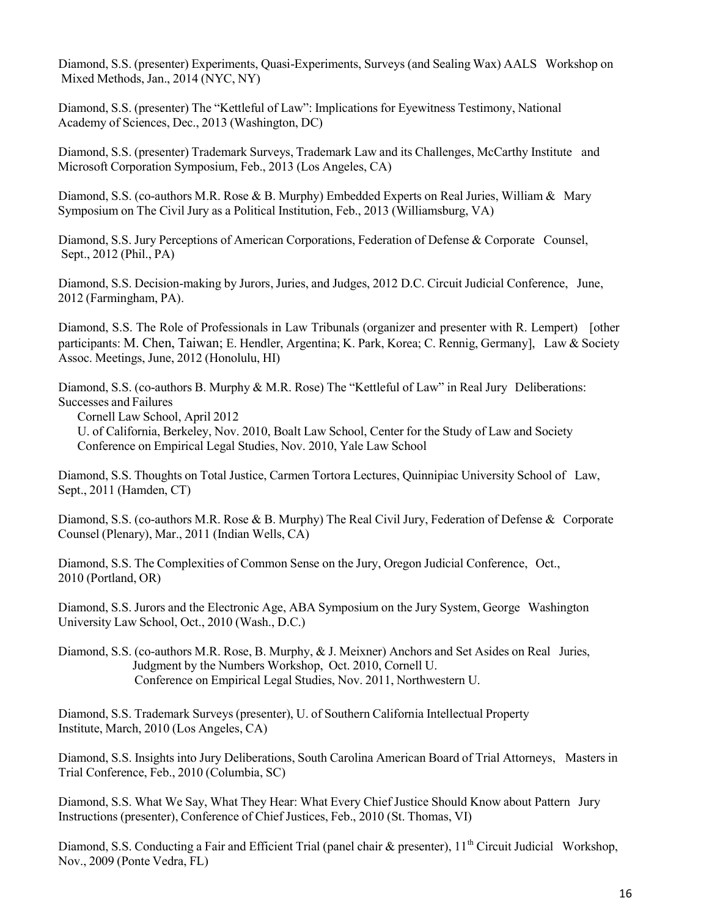Diamond, S.S. (presenter) Experiments, Quasi-Experiments, Surveys (and Sealing Wax) AALS Workshop on Mixed Methods, Jan., 2014 (NYC, NY)

Diamond, S.S. (presenter) The "Kettleful of Law": Implications for Eyewitness Testimony, National Academy of Sciences, Dec., 2013 (Washington, DC)

Diamond, S.S. (presenter) Trademark Surveys, Trademark Law and its Challenges, McCarthy Institute and Microsoft Corporation Symposium, Feb., 2013 (Los Angeles, CA)

Diamond, S.S. (co-authors M.R. Rose & B. Murphy) Embedded Experts on Real Juries, William & Mary Symposium on The Civil Jury as a Political Institution, Feb., 2013 (Williamsburg, VA)

Diamond, S.S. Jury Perceptions of American Corporations, Federation of Defense & Corporate Counsel, Sept., 2012 (Phil., PA)

Diamond, S.S. Decision-making by Jurors, Juries, and Judges, 2012 D.C. Circuit Judicial Conference, June, 2012 (Farmingham, PA).

Diamond, S.S. The Role of Professionals in Law Tribunals (organizer and presenter with R. Lempert) [other participants: M. Chen, Taiwan; E. Hendler, Argentina; K. Park, Korea; C. Rennig, Germany], Law & Society Assoc. Meetings, June, 2012 (Honolulu, HI)

Diamond, S.S. (co-authors B. Murphy & M.R. Rose) The "Kettleful of Law" in Real Jury Deliberations: Successes and Failures
Cornell Law School, April 2012
U. of California, Berkeley, Nov. 2010, Boalt Law School, Center for the Study of Law and Society
Conference on Empirical Legal Studies, Nov. 2010, Yale Law School

Diamond, S.S. Thoughts on Total Justice, Carmen Tortora Lectures, Quinnipiac University School of Law, Sept., 2011 (Hamden, CT)

Diamond, S.S. (co-authors M.R. Rose & B. Murphy) The Real Civil Jury, Federation of Defense & Corporate Counsel (Plenary), Mar., 2011 (Indian Wells, CA)

Diamond, S.S. The Complexities of Common Sense on the Jury, Oregon Judicial Conference, Oct., 2010 (Portland, OR)

Diamond, S.S. Jurors and the Electronic Age, ABA Symposium on the Jury System, George Washington University Law School, Oct., 2010 (Wash., D.C.)

Diamond, S.S. (co-authors M.R. Rose, B. Murphy, & J. Meixner) Anchors and Set Asides on Real Juries,
Judgment by the Numbers Workshop, Oct. 2010, Cornell U.
Conference on Empirical Legal Studies, Nov. 2011, Northwestern U.

Diamond, S.S. Trademark Surveys (presenter), U. of Southern California Intellectual Property Institute, March, 2010 (Los Angeles, CA)

Diamond, S.S. Insights into Jury Deliberations, South Carolina American Board of Trial Attorneys, Masters in Trial Conference, Feb., 2010 (Columbia, SC)

Diamond, S.S. What We Say, What They Hear: What Every Chief Justice Should Know about Pattern Jury Instructions (presenter), Conference of Chief Justices, Feb., 2010 (St. Thomas, VI)

Diamond, S.S. Conducting a Fair and Efficient Trial (panel chair & presenter), 11th Circuit Judicial Workshop, Nov., 2009 (Ponte Vedra, FL)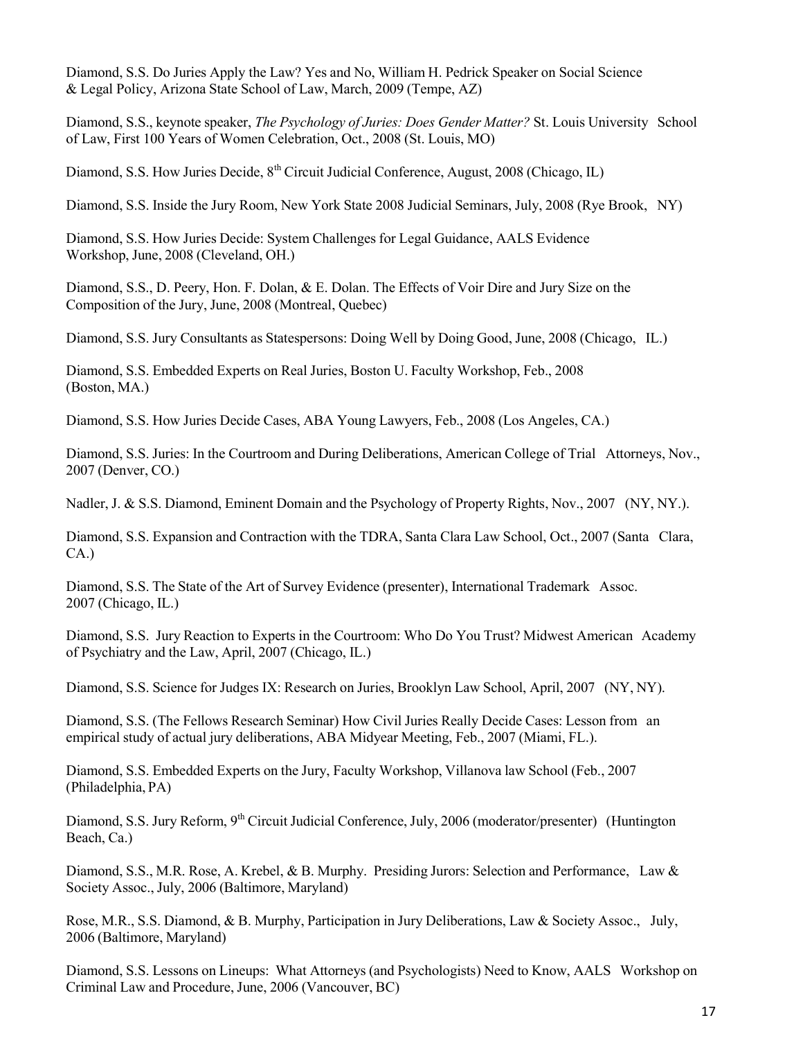Diamond, S.S. Do Juries Apply the Law? Yes and No, William H. Pedrick Speaker on Social Science & Legal Policy, Arizona State School of Law, March, 2009 (Tempe, AZ)

Diamond, S.S., keynote speaker, *The Psychology of Juries: Does Gender Matter?* St. Louis University School of Law, First 100 Years of Women Celebration, Oct., 2008 (St. Louis, MO)

Diamond, S.S. How Juries Decide, 8th Circuit Judicial Conference, August, 2008 (Chicago, IL)

Diamond, S.S. Inside the Jury Room, New York State 2008 Judicial Seminars, July, 2008 (Rye Brook, NY)

Diamond, S.S. How Juries Decide: System Challenges for Legal Guidance, AALS Evidence Workshop, June, 2008 (Cleveland, OH.)

Diamond, S.S., D. Peery, Hon. F. Dolan, & E. Dolan. The Effects of Voir Dire and Jury Size on the Composition of the Jury, June, 2008 (Montreal, Quebec)

Diamond, S.S. Jury Consultants as Statespersons: Doing Well by Doing Good, June, 2008 (Chicago, IL.)

Diamond, S.S. Embedded Experts on Real Juries, Boston U. Faculty Workshop, Feb., 2008 (Boston, MA.)

Diamond, S.S. How Juries Decide Cases, ABA Young Lawyers, Feb., 2008 (Los Angeles, CA.)

Diamond, S.S. Juries: In the Courtroom and During Deliberations, American College of Trial Attorneys, Nov., 2007 (Denver, CO.)

Nadler, J. & S.S. Diamond, Eminent Domain and the Psychology of Property Rights, Nov., 2007 (NY, NY.).

Diamond, S.S. Expansion and Contraction with the TDRA, Santa Clara Law School, Oct., 2007 (Santa Clara, CA.)

Diamond, S.S. The State of the Art of Survey Evidence (presenter), International Trademark Assoc. 2007 (Chicago, IL.)

Diamond, S.S. Jury Reaction to Experts in the Courtroom: Who Do You Trust? Midwest American Academy of Psychiatry and the Law, April, 2007 (Chicago, IL.)

Diamond, S.S. Science for Judges IX: Research on Juries, Brooklyn Law School, April, 2007 (NY, NY).

Diamond, S.S. (The Fellows Research Seminar) How Civil Juries Really Decide Cases: Lesson from an empirical study of actual jury deliberations, ABA Midyear Meeting, Feb., 2007 (Miami, FL.).

Diamond, S.S. Embedded Experts on the Jury, Faculty Workshop, Villanova law School (Feb., 2007 (Philadelphia, PA)

Diamond, S.S. Jury Reform, 9th Circuit Judicial Conference, July, 2006 (moderator/presenter) (Huntington Beach, Ca.)

Diamond, S.S., M.R. Rose, A. Krebel, & B. Murphy. Presiding Jurors: Selection and Performance, Law & Society Assoc., July, 2006 (Baltimore, Maryland)

Rose, M.R., S.S. Diamond, & B. Murphy, Participation in Jury Deliberations, Law & Society Assoc., July, 2006 (Baltimore, Maryland)

Diamond, S.S. Lessons on Lineups: What Attorneys (and Psychologists) Need to Know, AALS Workshop on Criminal Law and Procedure, June, 2006 (Vancouver, BC)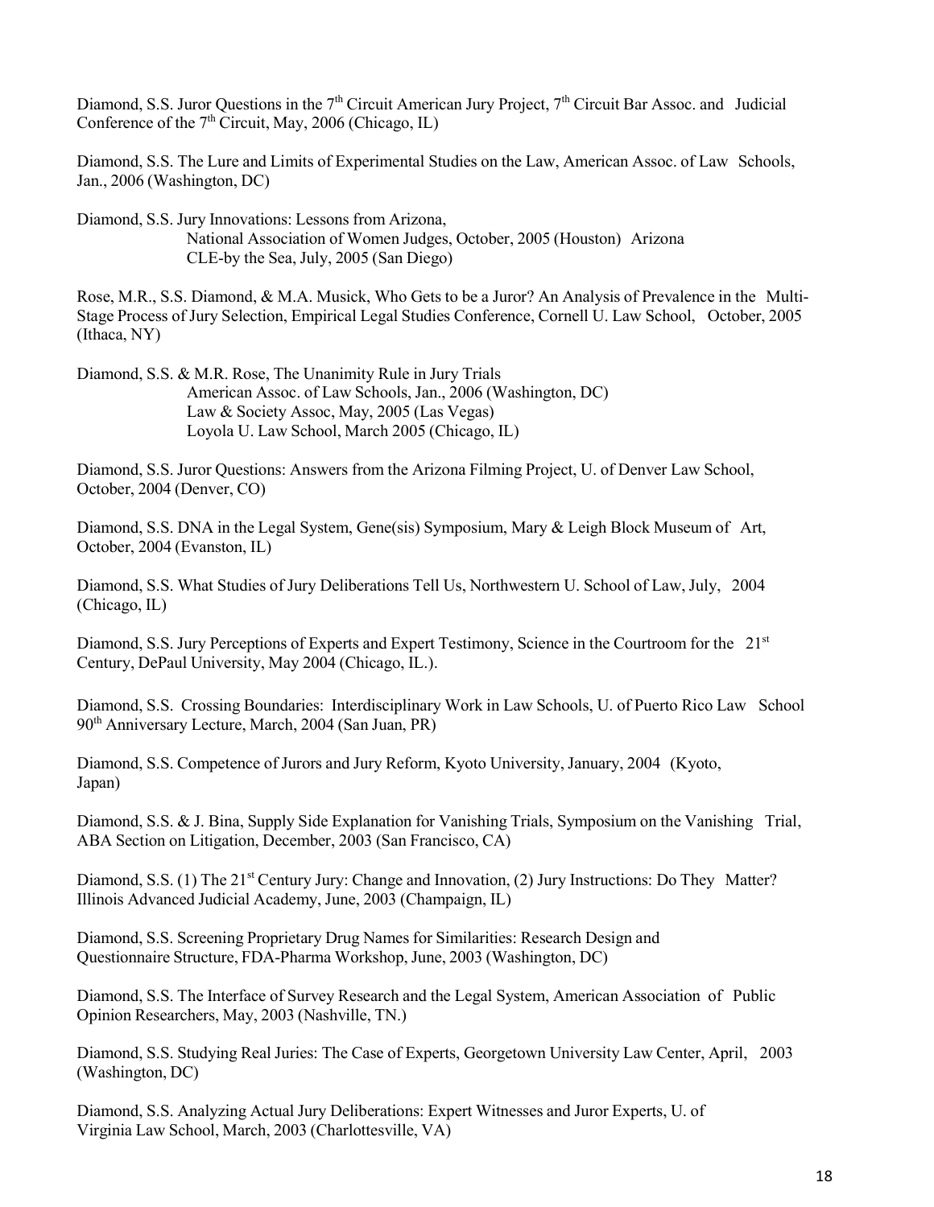Diamond, S.S. Juror Questions in the 7th Circuit American Jury Project, 7th Circuit Bar Assoc. and Judicial Conference of the 7th Circuit, May, 2006 (Chicago, IL)

Diamond, S.S. The Lure and Limits of Experimental Studies on the Law, American Assoc. of Law Schools, Jan., 2006 (Washington, DC)

Diamond, S.S. Jury Innovations: Lessons from Arizona,
National Association of Women Judges, October, 2005 (Houston) Arizona
CLE-by the Sea, July, 2005 (San Diego)

Rose, M.R., S.S. Diamond, & M.A. Musick, Who Gets to be a Juror? An Analysis of Prevalence in the Multi-Stage Process of Jury Selection, Empirical Legal Studies Conference, Cornell U. Law School, October, 2005 (Ithaca, NY)

Diamond, S.S. & M.R. Rose, The Unanimity Rule in Jury Trials
American Assoc. of Law Schools, Jan., 2006 (Washington, DC)
Law & Society Assoc, May, 2005 (Las Vegas)
Loyola U. Law School, March 2005 (Chicago, IL)

Diamond, S.S. Juror Questions: Answers from the Arizona Filming Project, U. of Denver Law School, October, 2004 (Denver, CO)

Diamond, S.S. DNA in the Legal System, Gene(sis) Symposium, Mary & Leigh Block Museum of Art, October, 2004 (Evanston, IL)

Diamond, S.S. What Studies of Jury Deliberations Tell Us, Northwestern U. School of Law, July, 2004 (Chicago, IL)

Diamond, S.S. Jury Perceptions of Experts and Expert Testimony, Science in the Courtroom for the 21st Century, DePaul University, May 2004 (Chicago, IL.).

Diamond, S.S. Crossing Boundaries: Interdisciplinary Work in Law Schools, U. of Puerto Rico Law School 90th Anniversary Lecture, March, 2004 (San Juan, PR)

Diamond, S.S. Competence of Jurors and Jury Reform, Kyoto University, January, 2004 (Kyoto, Japan)

Diamond, S.S. & J. Bina, Supply Side Explanation for Vanishing Trials, Symposium on the Vanishing Trial, ABA Section on Litigation, December, 2003 (San Francisco, CA)

Diamond, S.S. (1) The 21st Century Jury: Change and Innovation, (2) Jury Instructions: Do They Matter? Illinois Advanced Judicial Academy, June, 2003 (Champaign, IL)

Diamond, S.S. Screening Proprietary Drug Names for Similarities: Research Design and Questionnaire Structure, FDA-Pharma Workshop, June, 2003 (Washington, DC)

Diamond, S.S. The Interface of Survey Research and the Legal System, American Association of Public Opinion Researchers, May, 2003 (Nashville, TN.)

Diamond, S.S. Studying Real Juries: The Case of Experts, Georgetown University Law Center, April, 2003 (Washington, DC)

Diamond, S.S. Analyzing Actual Jury Deliberations: Expert Witnesses and Juror Experts, U. of Virginia Law School, March, 2003 (Charlottesville, VA)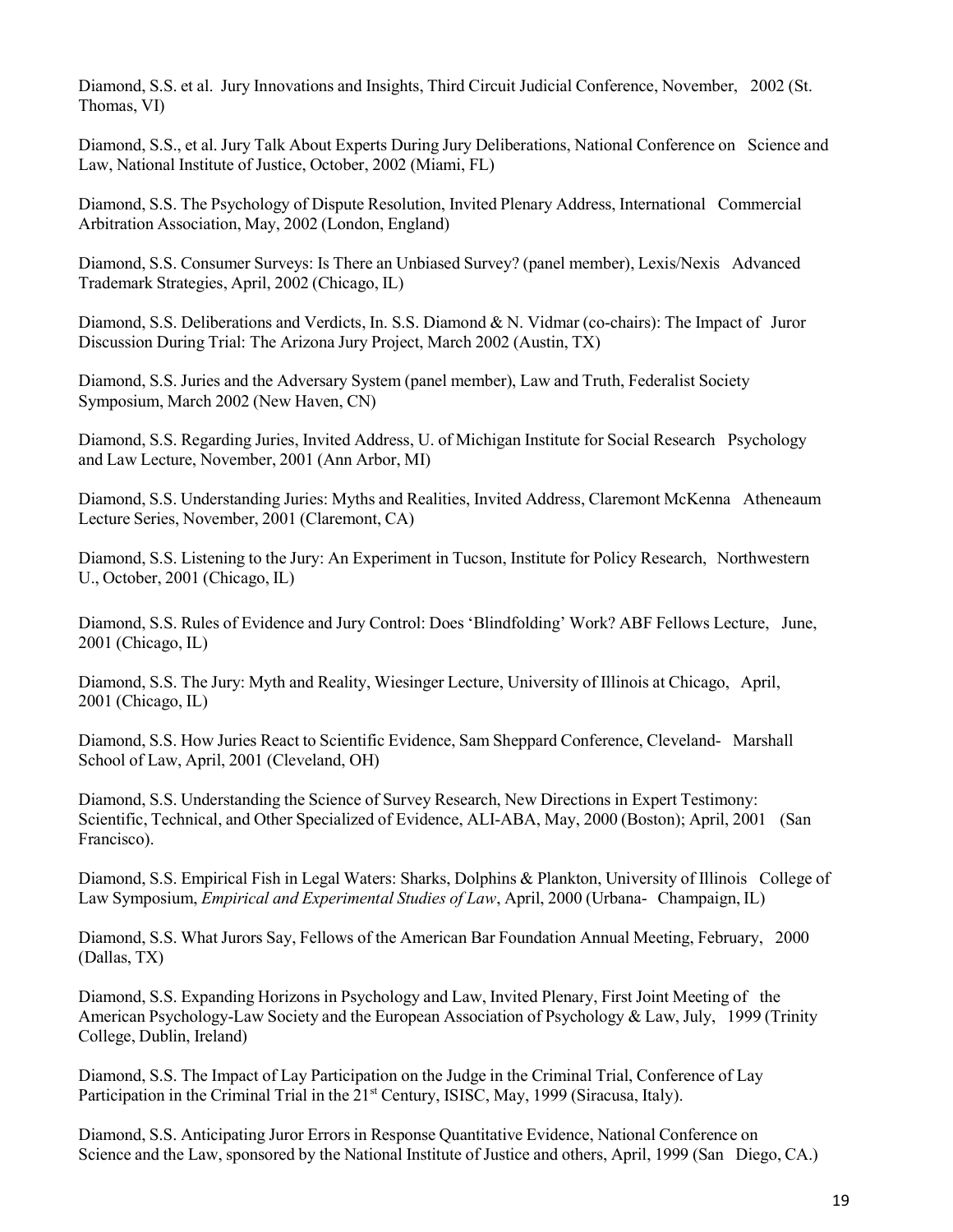Diamond, S.S. et al. Jury Innovations and Insights, Third Circuit Judicial Conference, November, 2002 (St. Thomas, VI)

Diamond, S.S., et al. Jury Talk About Experts During Jury Deliberations, National Conference on Science and Law, National Institute of Justice, October, 2002 (Miami, FL)

Diamond, S.S. The Psychology of Dispute Resolution, Invited Plenary Address, International Commercial Arbitration Association, May, 2002 (London, England)

Diamond, S.S. Consumer Surveys: Is There an Unbiased Survey? (panel member), Lexis/Nexis Advanced Trademark Strategies, April, 2002 (Chicago, IL)

Diamond, S.S. Deliberations and Verdicts, In. S.S. Diamond & N. Vidmar (co-chairs): The Impact of Juror Discussion During Trial: The Arizona Jury Project, March 2002 (Austin, TX)

Diamond, S.S. Juries and the Adversary System (panel member), Law and Truth, Federalist Society Symposium, March 2002 (New Haven, CN)

Diamond, S.S. Regarding Juries, Invited Address, U. of Michigan Institute for Social Research Psychology and Law Lecture, November, 2001 (Ann Arbor, MI)

Diamond, S.S. Understanding Juries: Myths and Realities, Invited Address, Claremont McKenna Atheneaum Lecture Series, November, 2001 (Claremont, CA)

Diamond, S.S. Listening to the Jury: An Experiment in Tucson, Institute for Policy Research, Northwestern U., October, 2001 (Chicago, IL)

Diamond, S.S. Rules of Evidence and Jury Control: Does 'Blindfolding' Work? ABF Fellows Lecture, June, 2001 (Chicago, IL)

Diamond, S.S. The Jury: Myth and Reality, Wiesinger Lecture, University of Illinois at Chicago, April, 2001 (Chicago, IL)

Diamond, S.S. How Juries React to Scientific Evidence, Sam Sheppard Conference, Cleveland- Marshall School of Law, April, 2001 (Cleveland, OH)

Diamond, S.S. Understanding the Science of Survey Research, New Directions in Expert Testimony: Scientific, Technical, and Other Specialized of Evidence, ALI-ABA, May, 2000 (Boston); April, 2001 (San Francisco).

Diamond, S.S. Empirical Fish in Legal Waters: Sharks, Dolphins & Plankton, University of Illinois College of Law Symposium, *Empirical and Experimental Studies of Law*, April, 2000 (Urbana- Champaign, IL)

Diamond, S.S. What Jurors Say, Fellows of the American Bar Foundation Annual Meeting, February, 2000 (Dallas, TX)

Diamond, S.S. Expanding Horizons in Psychology and Law, Invited Plenary, First Joint Meeting of the American Psychology-Law Society and the European Association of Psychology & Law, July, 1999 (Trinity College, Dublin, Ireland)

Diamond, S.S. The Impact of Lay Participation on the Judge in the Criminal Trial, Conference of Lay Participation in the Criminal Trial in the 21st Century, ISISC, May, 1999 (Siracusa, Italy).

Diamond, S.S. Anticipating Juror Errors in Response Quantitative Evidence, National Conference on Science and the Law, sponsored by the National Institute of Justice and others, April, 1999 (San Diego, CA.)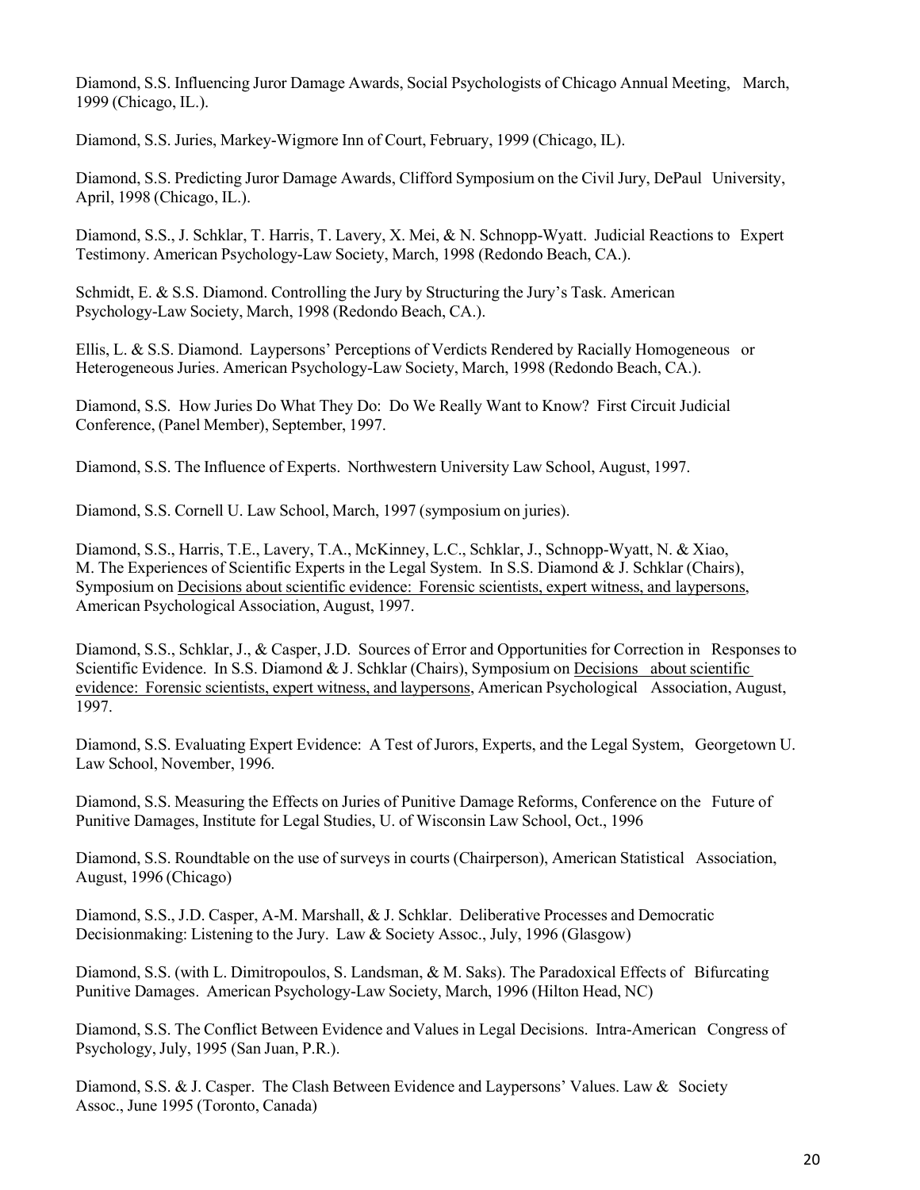Diamond, S.S. Influencing Juror Damage Awards, Social Psychologists of Chicago Annual Meeting, March, 1999 (Chicago, IL.).

Diamond, S.S. Juries, Markey-Wigmore Inn of Court, February, 1999 (Chicago, IL).

Diamond, S.S. Predicting Juror Damage Awards, Clifford Symposium on the Civil Jury, DePaul University, April, 1998 (Chicago, IL.).

Diamond, S.S., J. Schklar, T. Harris, T. Lavery, X. Mei, & N. Schnopp-Wyatt. Judicial Reactions to Expert Testimony. American Psychology-Law Society, March, 1998 (Redondo Beach, CA.).

Schmidt, E. & S.S. Diamond. Controlling the Jury by Structuring the Jury's Task. American Psychology-Law Society, March, 1998 (Redondo Beach, CA.).

Ellis, L. & S.S. Diamond. Laypersons' Perceptions of Verdicts Rendered by Racially Homogeneous or Heterogeneous Juries. American Psychology-Law Society, March, 1998 (Redondo Beach, CA.).

Diamond, S.S. How Juries Do What They Do: Do We Really Want to Know? First Circuit Judicial Conference, (Panel Member), September, 1997.

Diamond, S.S. The Influence of Experts. Northwestern University Law School, August, 1997.

Diamond, S.S. Cornell U. Law School, March, 1997 (symposium on juries).

Diamond, S.S., Harris, T.E., Lavery, T.A., McKinney, L.C., Schklar, J., Schnopp-Wyatt, N. & Xiao, M. The Experiences of Scientific Experts in the Legal System. In S.S. Diamond & J. Schklar (Chairs), Symposium on Decisions about scientific evidence: Forensic scientists, expert witness, and laypersons, American Psychological Association, August, 1997.

Diamond, S.S., Schklar, J., & Casper, J.D. Sources of Error and Opportunities for Correction in Responses to Scientific Evidence. In S.S. Diamond & J. Schklar (Chairs), Symposium on Decisions about scientific evidence: Forensic scientists, expert witness, and laypersons, American Psychological Association, August, 1997.

Diamond, S.S. Evaluating Expert Evidence: A Test of Jurors, Experts, and the Legal System, Georgetown U. Law School, November, 1996.

Diamond, S.S. Measuring the Effects on Juries of Punitive Damage Reforms, Conference on the Future of Punitive Damages, Institute for Legal Studies, U. of Wisconsin Law School, Oct., 1996

Diamond, S.S. Roundtable on the use of surveys in courts (Chairperson), American Statistical Association, August, 1996 (Chicago)

Diamond, S.S., J.D. Casper, A-M. Marshall, & J. Schklar. Deliberative Processes and Democratic Decisionmaking: Listening to the Jury. Law & Society Assoc., July, 1996 (Glasgow)

Diamond, S.S. (with L. Dimitropoulos, S. Landsman, & M. Saks). The Paradoxical Effects of Bifurcating Punitive Damages. American Psychology-Law Society, March, 1996 (Hilton Head, NC)

Diamond, S.S. The Conflict Between Evidence and Values in Legal Decisions. Intra-American Congress of Psychology, July, 1995 (San Juan, P.R.).

Diamond, S.S. & J. Casper. The Clash Between Evidence and Laypersons' Values. Law & Society Assoc., June 1995 (Toronto, Canada)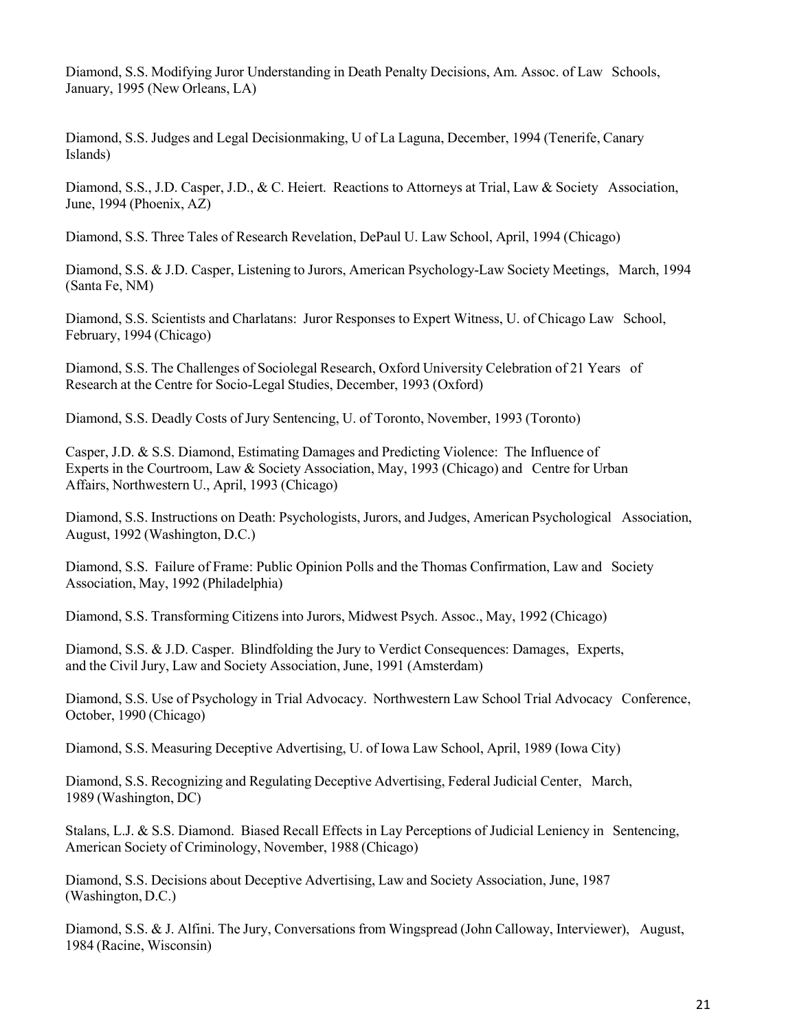Diamond, S.S. Modifying Juror Understanding in Death Penalty Decisions, Am. Assoc. of Law Schools, January, 1995 (New Orleans, LA)

Diamond, S.S. Judges and Legal Decisionmaking, U of La Laguna, December, 1994 (Tenerife, Canary Islands)

Diamond, S.S., J.D. Casper, J.D., & C. Heiert. Reactions to Attorneys at Trial, Law & Society Association, June, 1994 (Phoenix, AZ)

Diamond, S.S. Three Tales of Research Revelation, DePaul U. Law School, April, 1994 (Chicago)

Diamond, S.S. & J.D. Casper, Listening to Jurors, American Psychology-Law Society Meetings, March, 1994 (Santa Fe, NM)

Diamond, S.S. Scientists and Charlatans: Juror Responses to Expert Witness, U. of Chicago Law School, February, 1994 (Chicago)

Diamond, S.S. The Challenges of Sociolegal Research, Oxford University Celebration of 21 Years of Research at the Centre for Socio-Legal Studies, December, 1993 (Oxford)

Diamond, S.S. Deadly Costs of Jury Sentencing, U. of Toronto, November, 1993 (Toronto)

Casper, J.D. & S.S. Diamond, Estimating Damages and Predicting Violence: The Influence of Experts in the Courtroom, Law & Society Association, May, 1993 (Chicago) and Centre for Urban Affairs, Northwestern U., April, 1993 (Chicago)

Diamond, S.S. Instructions on Death: Psychologists, Jurors, and Judges, American Psychological Association, August, 1992 (Washington, D.C.)

Diamond, S.S. Failure of Frame: Public Opinion Polls and the Thomas Confirmation, Law and Society Association, May, 1992 (Philadelphia)

Diamond, S.S. Transforming Citizens into Jurors, Midwest Psych. Assoc., May, 1992 (Chicago)

Diamond, S.S. & J.D. Casper. Blindfolding the Jury to Verdict Consequences: Damages, Experts, and the Civil Jury, Law and Society Association, June, 1991 (Amsterdam)

Diamond, S.S. Use of Psychology in Trial Advocacy. Northwestern Law School Trial Advocacy Conference, October, 1990 (Chicago)

Diamond, S.S. Measuring Deceptive Advertising, U. of Iowa Law School, April, 1989 (Iowa City)

Diamond, S.S. Recognizing and Regulating Deceptive Advertising, Federal Judicial Center, March, 1989 (Washington, DC)

Stalans, L.J. & S.S. Diamond. Biased Recall Effects in Lay Perceptions of Judicial Leniency in Sentencing, American Society of Criminology, November, 1988 (Chicago)

Diamond, S.S. Decisions about Deceptive Advertising, Law and Society Association, June, 1987 (Washington, D.C.)

Diamond, S.S. & J. Alfini. The Jury, Conversations from Wingspread (John Calloway, Interviewer), August, 1984 (Racine, Wisconsin)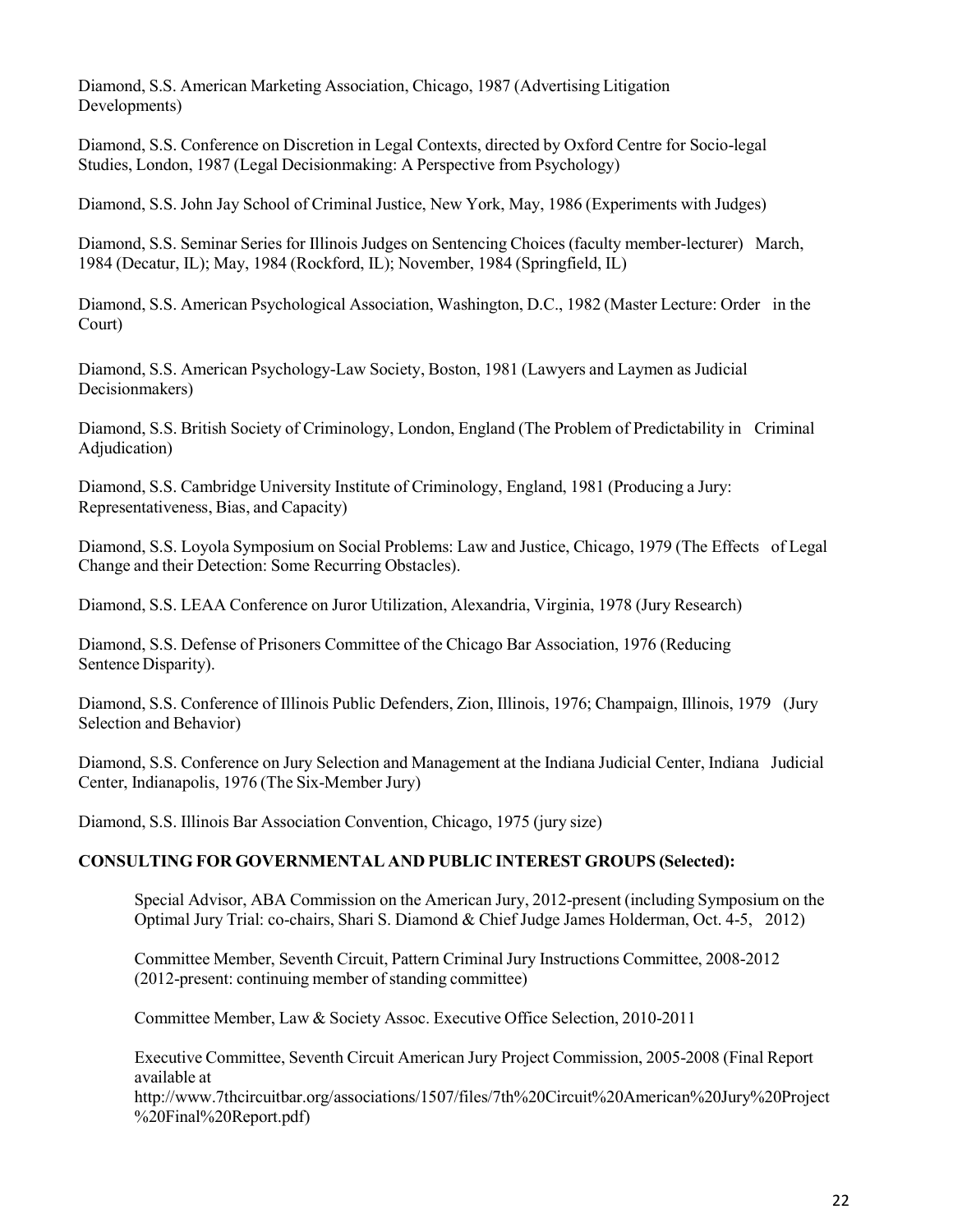Diamond, S.S. American Marketing Association, Chicago, 1987 (Advertising Litigation Developments)

Diamond, S.S. Conference on Discretion in Legal Contexts, directed by Oxford Centre for Socio-legal Studies, London, 1987 (Legal Decisionmaking: A Perspective from Psychology)

Diamond, S.S. John Jay School of Criminal Justice, New York, May, 1986 (Experiments with Judges)

Diamond, S.S. Seminar Series for Illinois Judges on Sentencing Choices (faculty member-lecturer) March, 1984 (Decatur, IL); May, 1984 (Rockford, IL); November, 1984 (Springfield, IL)

Diamond, S.S. American Psychological Association, Washington, D.C., 1982 (Master Lecture: Order in the Court)

Diamond, S.S. American Psychology-Law Society, Boston, 1981 (Lawyers and Laymen as Judicial Decisionmakers)

Diamond, S.S. British Society of Criminology, London, England (The Problem of Predictability in Criminal Adjudication)

Diamond, S.S. Cambridge University Institute of Criminology, England, 1981 (Producing a Jury: Representativeness, Bias, and Capacity)

Diamond, S.S. Loyola Symposium on Social Problems: Law and Justice, Chicago, 1979 (The Effects of Legal Change and their Detection: Some Recurring Obstacles).

Diamond, S.S. LEAA Conference on Juror Utilization, Alexandria, Virginia, 1978 (Jury Research)

Diamond, S.S. Defense of Prisoners Committee of the Chicago Bar Association, 1976 (Reducing Sentence Disparity).

Diamond, S.S. Conference of Illinois Public Defenders, Zion, Illinois, 1976; Champaign, Illinois, 1979 (Jury Selection and Behavior)

Diamond, S.S. Conference on Jury Selection and Management at the Indiana Judicial Center, Indiana Judicial Center, Indianapolis, 1976 (The Six-Member Jury)

Diamond, S.S. Illinois Bar Association Convention, Chicago, 1975 (jury size)

**CONSULTING FOR GOVERNMENTAL AND PUBLIC INTEREST GROUPS (Selected):**

Special Advisor, ABA Commission on the American Jury, 2012-present (including Symposium on the Optimal Jury Trial: co-chairs, Shari S. Diamond & Chief Judge James Holderman, Oct. 4-5, 2012)

Committee Member, Seventh Circuit, Pattern Criminal Jury Instructions Committee, 2008-2012 (2012-present: continuing member of standing committee)

Committee Member, Law & Society Assoc. Executive Office Selection, 2010-2011

Executive Committee, Seventh Circuit American Jury Project Commission, 2005-2008 (Final Report available at http://www.7thcircuitbar.org/associations/1507/files/7th%20Circuit%20American%20Jury%20Project%20Final%20Report.pdf)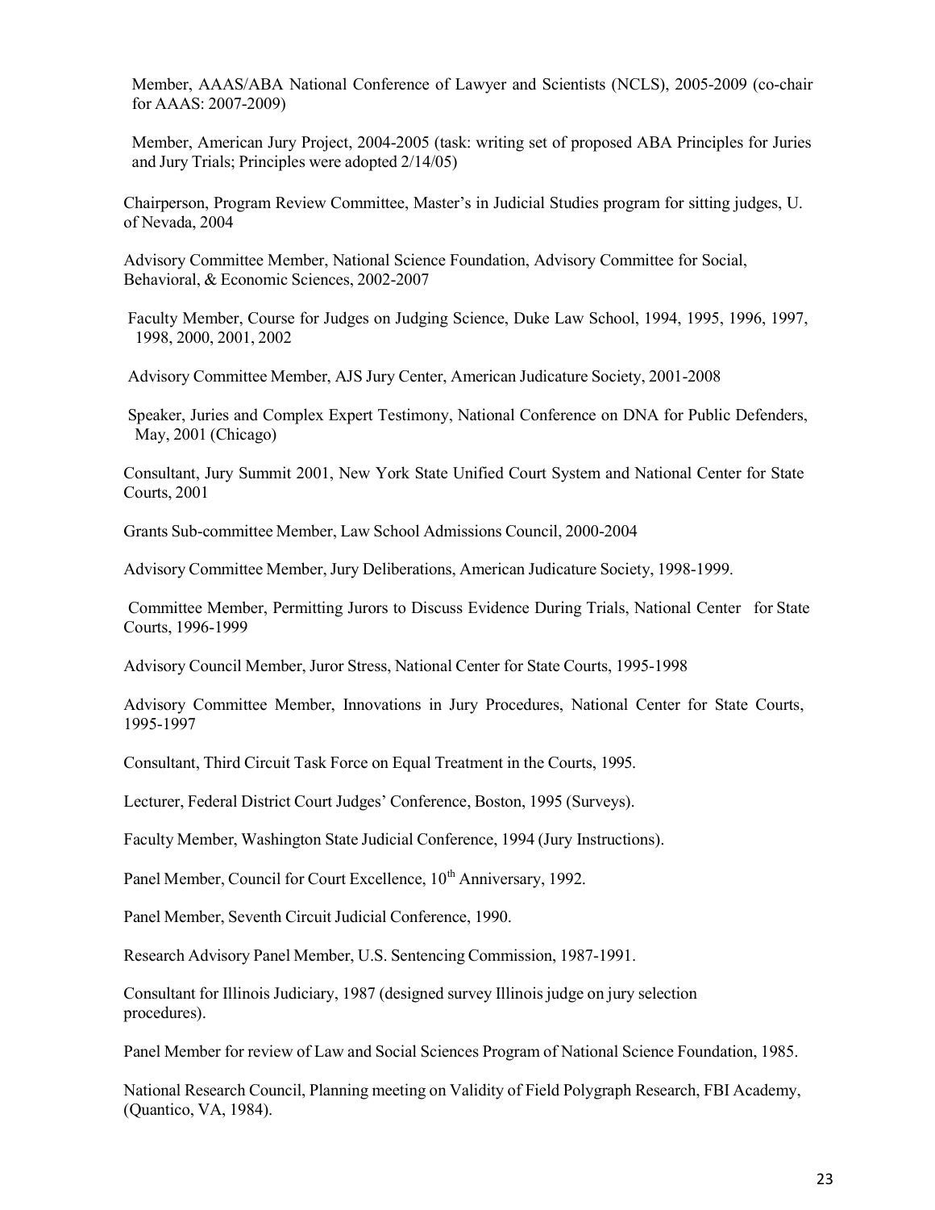Member, AAAS/ABA National Conference of Lawyer and Scientists (NCLS), 2005-2009 (co-chair for AAAS: 2007-2009)

Member, American Jury Project, 2004-2005 (task: writing set of proposed ABA Principles for Juries and Jury Trials; Principles were adopted 2/14/05)

Chairperson, Program Review Committee, Master's in Judicial Studies program for sitting judges, U. of Nevada, 2004

Advisory Committee Member, National Science Foundation, Advisory Committee for Social, Behavioral, & Economic Sciences, 2002-2007

Faculty Member, Course for Judges on Judging Science, Duke Law School, 1994, 1995, 1996, 1997, 1998, 2000, 2001, 2002

Advisory Committee Member, AJS Jury Center, American Judicature Society, 2001-2008

Speaker, Juries and Complex Expert Testimony, National Conference on DNA for Public Defenders, May, 2001 (Chicago)

Consultant, Jury Summit 2001, New York State Unified Court System and National Center for State Courts, 2001

Grants Sub-committee Member, Law School Admissions Council, 2000-2004

Advisory Committee Member, Jury Deliberations, American Judicature Society, 1998-1999.

Committee Member, Permitting Jurors to Discuss Evidence During Trials, National Center for State Courts, 1996-1999

Advisory Council Member, Juror Stress, National Center for State Courts, 1995-1998

Advisory Committee Member, Innovations in Jury Procedures, National Center for State Courts, 1995-1997

Consultant, Third Circuit Task Force on Equal Treatment in the Courts, 1995.

Lecturer, Federal District Court Judges' Conference, Boston, 1995 (Surveys).

Faculty Member, Washington State Judicial Conference, 1994 (Jury Instructions).

Panel Member, Council for Court Excellence, 10th Anniversary, 1992.

Panel Member, Seventh Circuit Judicial Conference, 1990.

Research Advisory Panel Member, U.S. Sentencing Commission, 1987-1991.

Consultant for Illinois Judiciary, 1987 (designed survey Illinois judge on jury selection procedures).

Panel Member for review of Law and Social Sciences Program of National Science Foundation, 1985.

National Research Council, Planning meeting on Validity of Field Polygraph Research, FBI Academy, (Quantico, VA, 1984).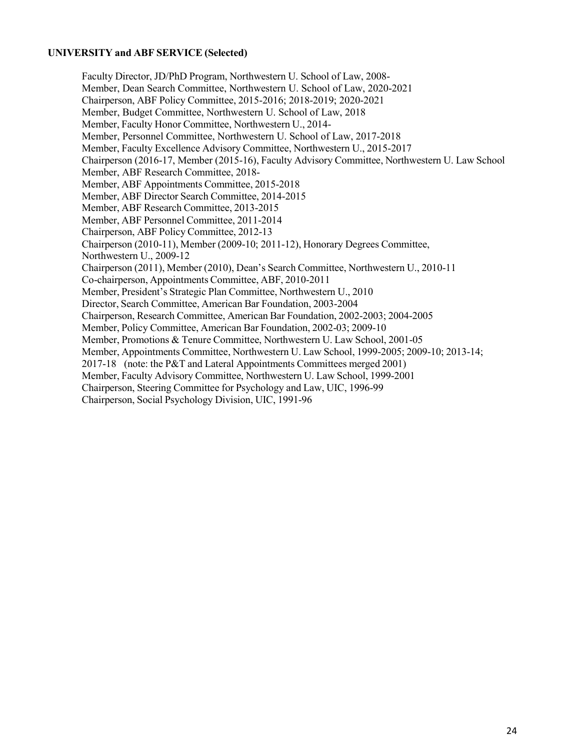**UNIVERSITY and ABF SERVICE (Selected)**

Faculty Director, JD/PhD Program, Northwestern U. School of Law, 2008-
Member, Dean Search Committee, Northwestern U. School of Law, 2020-2021
Chairperson, ABF Policy Committee, 2015-2016; 2018-2019; 2020-2021
Member, Budget Committee, Northwestern U. School of Law, 2018
Member, Faculty Honor Committee, Northwestern U., 2014-
Member, Personnel Committee, Northwestern U. School of Law, 2017-2018
Member, Faculty Excellence Advisory Committee, Northwestern U., 2015-2017
Chairperson (2016-17, Member (2015-16), Faculty Advisory Committee, Northwestern U. Law School
Member, ABF Research Committee, 2018-
Member, ABF Appointments Committee, 2015-2018
Member, ABF Director Search Committee, 2014-2015
Member, ABF Research Committee, 2013-2015
Member, ABF Personnel Committee, 2011-2014
Chairperson, ABF Policy Committee, 2012-13
Chairperson (2010-11), Member (2009-10; 2011-12), Honorary Degrees Committee, Northwestern U., 2009-12
Chairperson (2011), Member (2010), Dean's Search Committee, Northwestern U., 2010-11
Co-chairperson, Appointments Committee, ABF, 2010-2011
Member, President's Strategic Plan Committee, Northwestern U., 2010
Director, Search Committee, American Bar Foundation, 2003-2004
Chairperson, Research Committee, American Bar Foundation, 2002-2003; 2004-2005
Member, Policy Committee, American Bar Foundation, 2002-03; 2009-10
Member, Promotions & Tenure Committee, Northwestern U. Law School, 2001-05
Member, Appointments Committee, Northwestern U. Law School, 1999-2005; 2009-10; 2013-14; 2017-18 (note: the P&T and Lateral Appointments Committees merged 2001)
Member, Faculty Advisory Committee, Northwestern U. Law School, 1999-2001
Chairperson, Steering Committee for Psychology and Law, UIC, 1996-99
Chairperson, Social Psychology Division, UIC, 1991-96